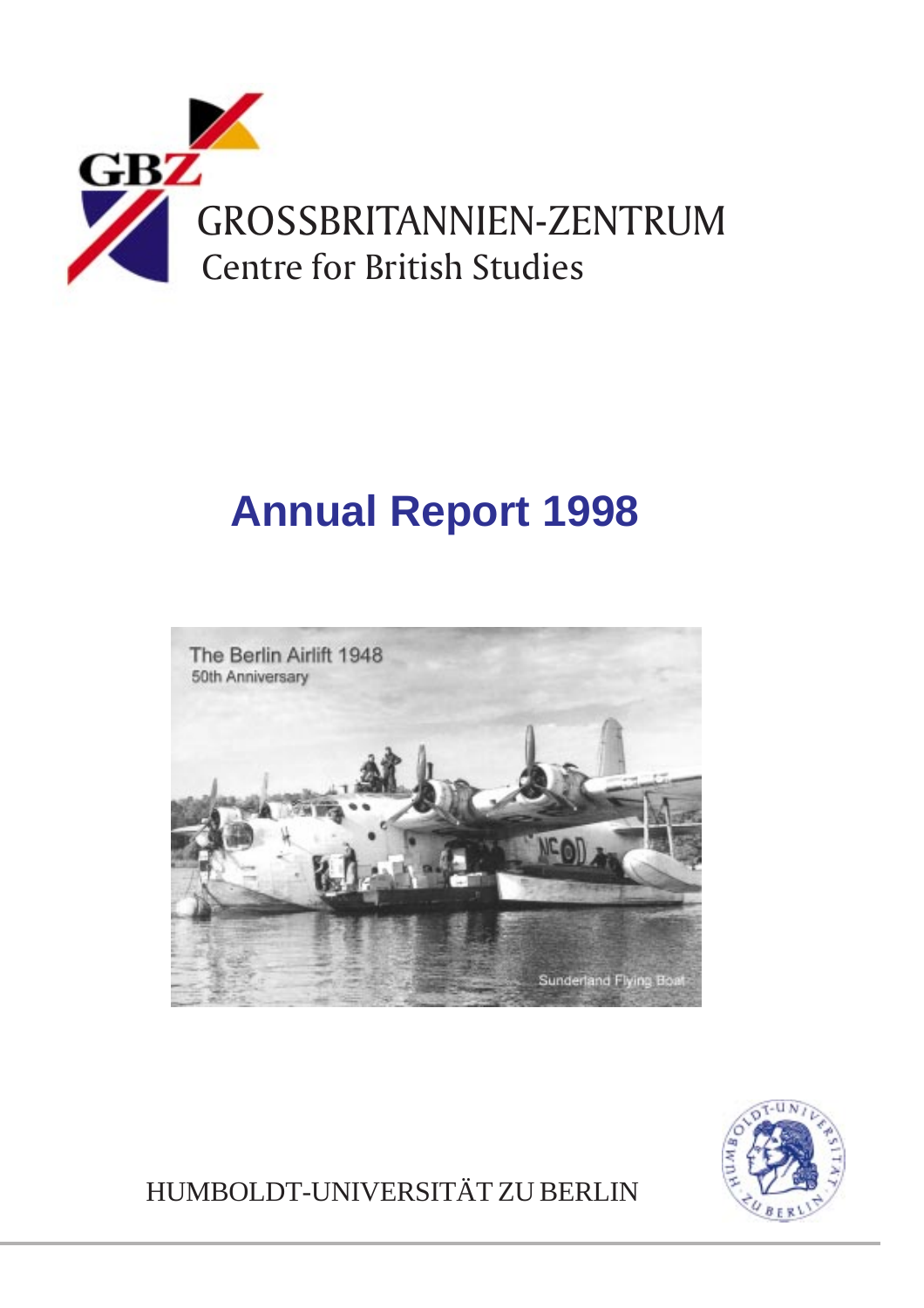GBZ

GROSSBRITANNIEN-ZENTRUM

Centre for British Studies

# Annual Report 1998

The Berlin Airlift 1948

50th Anniversary

Sunderland Flying Boat

HUMBOLDT-UNIVERSITÄT ZU BERLIN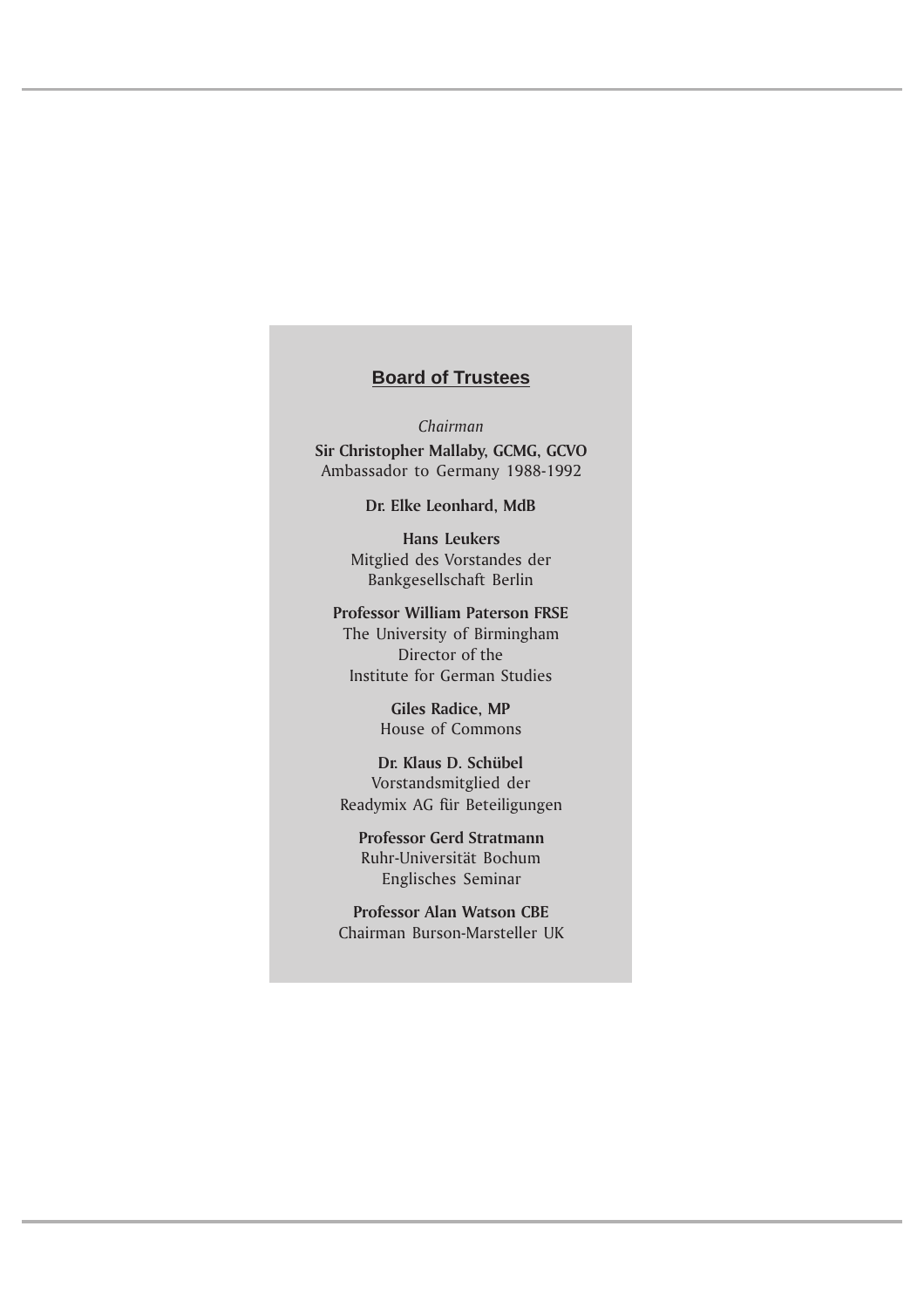## Board of Trustees

*Chairman*

**Sir Christopher Mallaby, GCMG, GCVO**
Ambassador to Germany 1988-1992

**Dr. Elke Leonhard, MdB**

**Hans Leukers**
Mitglied des Vorstandes der
Bankgesellschaft Berlin

**Professor William Paterson FRSE**
The University of Birmingham
Director of the
Institute for German Studies

**Giles Radice, MP**
House of Commons

**Dr. Klaus D. Schübel**
Vorstandsmitglied der
Readymix AG für Beteiligungen

**Professor Gerd Stratmann**
Ruhr-Universität Bochum
Englisches Seminar

**Professor Alan Watson CBE**
Chairman Burson-Marsteller UK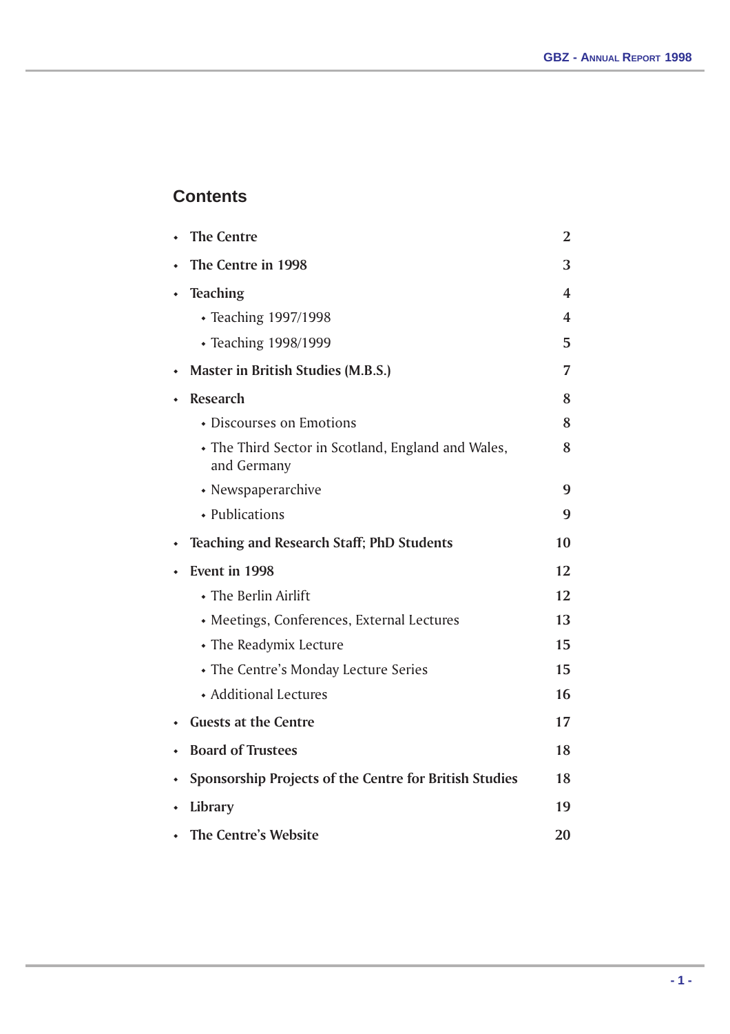## Contents

| | |
|---|---|
| • **The Centre** | **2** |
| • **The Centre in 1998** | **3** |
| • **Teaching** | **4** |
| &nbsp;&nbsp;&nbsp;&nbsp;• Teaching 1997/1998 | 4 |
| &nbsp;&nbsp;&nbsp;&nbsp;• Teaching 1998/1999 | 5 |
| • **Master in British Studies (M.B.S.)** | **7** |
| • **Research** | **8** |
| &nbsp;&nbsp;&nbsp;&nbsp;• Discourses on Emotions | 8 |
| &nbsp;&nbsp;&nbsp;&nbsp;• The Third Sector in Scotland, England and Wales, and Germany | 8 |
| &nbsp;&nbsp;&nbsp;&nbsp;• Newspaperarchive | 9 |
| &nbsp;&nbsp;&nbsp;&nbsp;• Publications | 9 |
| • **Teaching and Research Staff; PhD Students** | **10** |
| • **Event in 1998** | **12** |
| &nbsp;&nbsp;&nbsp;&nbsp;• The Berlin Airlift | 12 |
| &nbsp;&nbsp;&nbsp;&nbsp;• Meetings, Conferences, External Lectures | 13 |
| &nbsp;&nbsp;&nbsp;&nbsp;• The Readymix Lecture | 15 |
| &nbsp;&nbsp;&nbsp;&nbsp;• The Centre's Monday Lecture Series | 15 |
| &nbsp;&nbsp;&nbsp;&nbsp;• Additional Lectures | 16 |
| • **Guests at the Centre** | **17** |
| • **Board of Trustees** | **18** |
| • **Sponsorship Projects of the Centre for British Studies** | **18** |
| • **Library** | **19** |
| • **The Centre's Website** | **20** |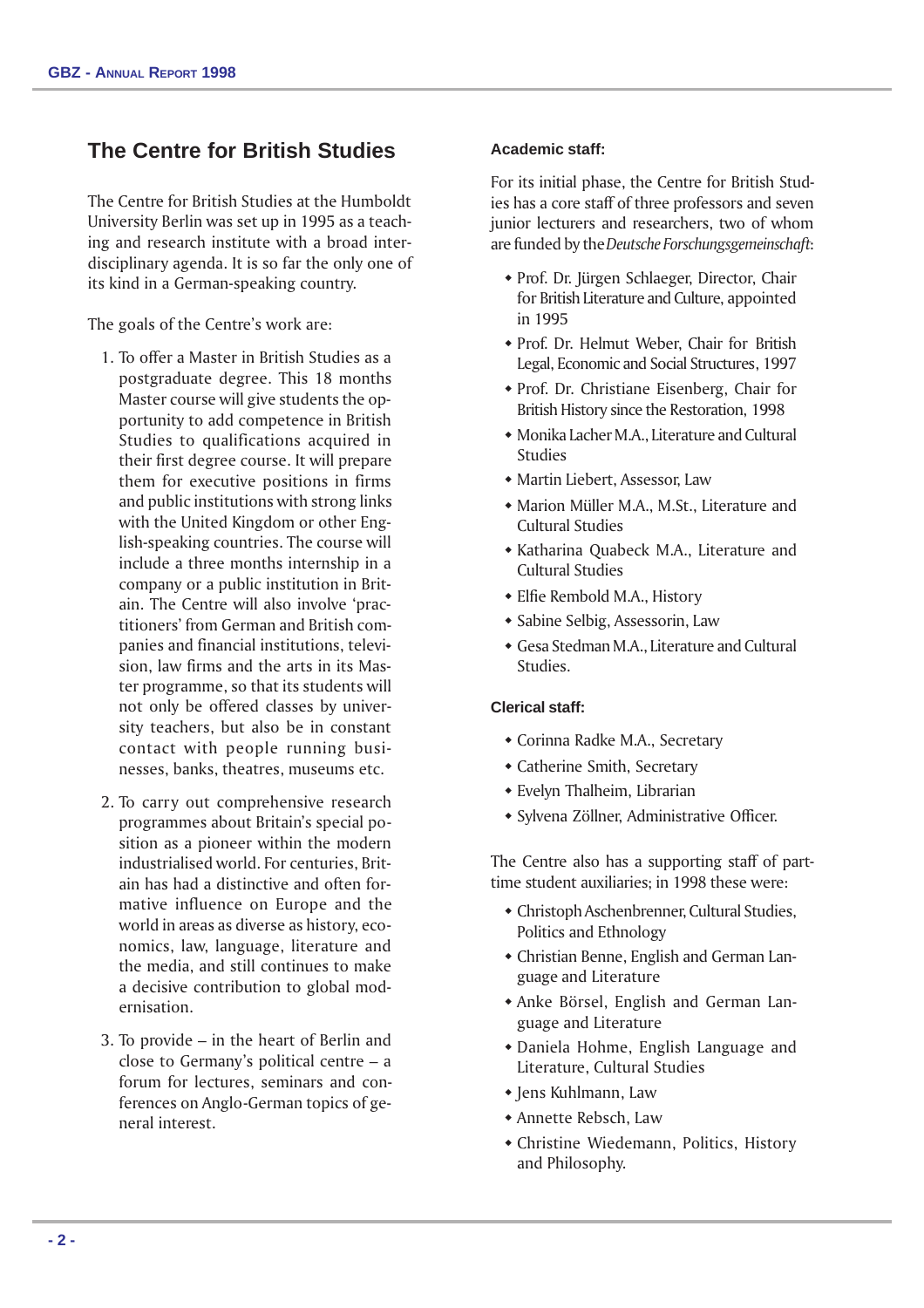## The Centre for British Studies

The Centre for British Studies at the Humboldt University Berlin was set up in 1995 as a teaching and research institute with a broad interdisciplinary agenda. It is so far the only one of its kind in a German-speaking country.

The goals of the Centre's work are:

1. To offer a Master in British Studies as a postgraduate degree. This 18 months Master course will give students the opportunity to add competence in British Studies to qualifications acquired in their first degree course. It will prepare them for executive positions in firms and public institutions with strong links with the United Kingdom or other English-speaking countries. The course will include a three months internship in a company or a public institution in Britain. The Centre will also involve 'practitioners' from German and British companies and financial institutions, television, law firms and the arts in its Master programme, so that its students will not only be offered classes by university teachers, but also be in constant contact with people running businesses, banks, theatres, museums etc.

2. To carry out comprehensive research programmes about Britain's special position as a pioneer within the modern industrialised world. For centuries, Britain has had a distinctive and often formative influence on Europe and the world in areas as diverse as history, economics, law, language, literature and the media, and still continues to make a decisive contribution to global modernisation.

3. To provide – in the heart of Berlin and close to Germany's political centre – a forum for lectures, seminars and conferences on Anglo-German topics of general interest.

#### Academic staff:

For its initial phase, the Centre for British Studies has a core staff of three professors and seven junior lecturers and researchers, two of whom are funded by the *Deutsche Forschungsgemeinschaft*:

- Prof. Dr. Jürgen Schlaeger, Director, Chair for British Literature and Culture, appointed in 1995
- Prof. Dr. Helmut Weber, Chair for British Legal, Economic and Social Structures, 1997
- Prof. Dr. Christiane Eisenberg, Chair for British History since the Restoration, 1998
- Monika Lacher M.A., Literature and Cultural Studies
- Martin Liebert, Assessor, Law
- Marion Müller M.A., M.St., Literature and Cultural Studies
- Katharina Quabeck M.A., Literature and Cultural Studies
- Elfie Rembold M.A., History
- Sabine Selbig, Assessorin, Law
- Gesa Stedman M.A., Literature and Cultural Studies.

#### Clerical staff:

- Corinna Radke M.A., Secretary
- Catherine Smith, Secretary
- Evelyn Thalheim, Librarian
- Sylvena Zöllner, Administrative Officer.

The Centre also has a supporting staff of part-time student auxiliaries; in 1998 these were:

- Christoph Aschenbrenner, Cultural Studies, Politics and Ethnology
- Christian Benne, English and German Language and Literature
- Anke Börsel, English and German Language and Literature
- Daniela Hohme, English Language and Literature, Cultural Studies
- Jens Kuhlmann, Law
- Annette Rebsch, Law
- Christine Wiedemann, Politics, History and Philosophy.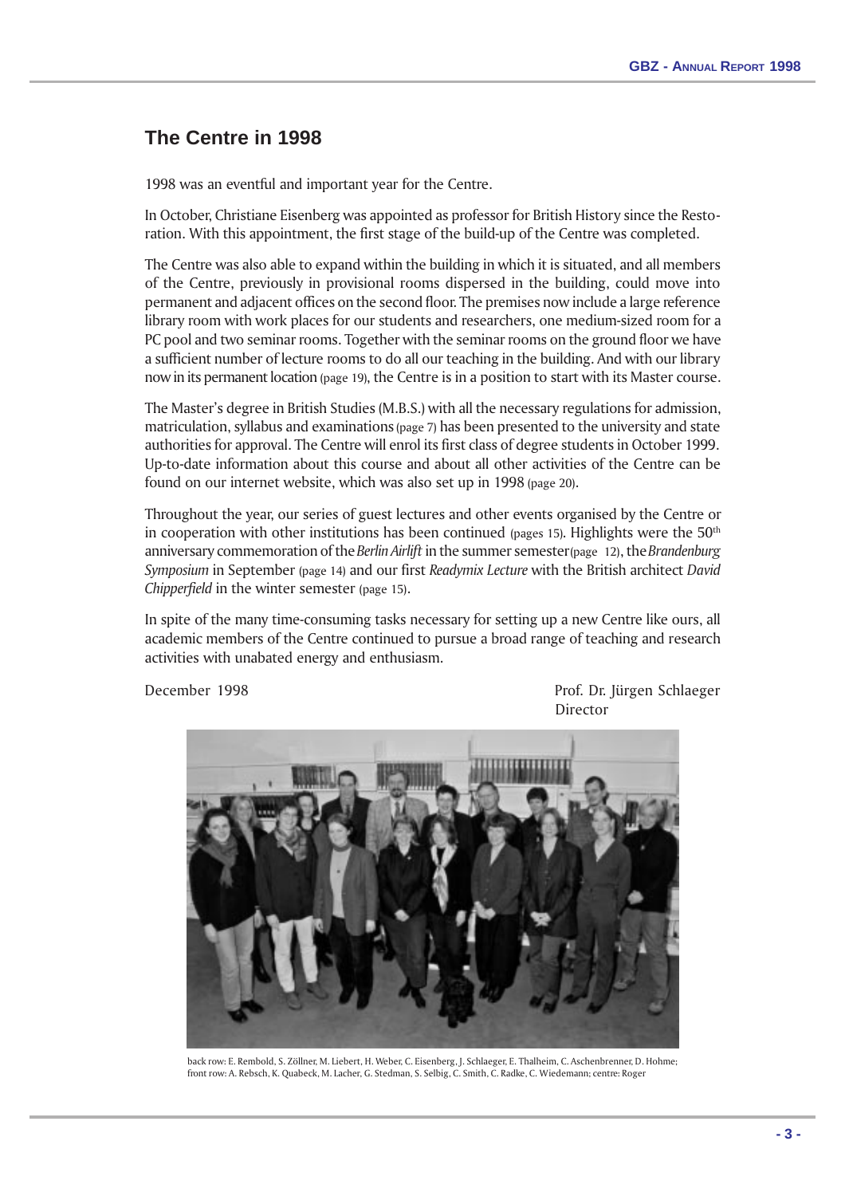## The Centre in 1998

1998 was an eventful and important year for the Centre.

In October, Christiane Eisenberg was appointed as professor for British History since the Restoration. With this appointment, the first stage of the build-up of the Centre was completed.

The Centre was also able to expand within the building in which it is situated, and all members of the Centre, previously in provisional rooms dispersed in the building, could move into permanent and adjacent offices on the second floor. The premises now include a large reference library room with work places for our students and researchers, one medium-sized room for a PC pool and two seminar rooms. Together with the seminar rooms on the ground floor we have a sufficient number of lecture rooms to do all our teaching in the building. And with our library now in its permanent location (page 19), the Centre is in a position to start with its Master course.

The Master's degree in British Studies (M.B.S.) with all the necessary regulations for admission, matriculation, syllabus and examinations (page 7) has been presented to the university and state authorities for approval. The Centre will enrol its first class of degree students in October 1999. Up-to-date information about this course and about all other activities of the Centre can be found on our internet website, which was also set up in 1998 (page 20).

Throughout the year, our series of guest lectures and other events organised by the Centre or in cooperation with other institutions has been continued (pages 15). Highlights were the 50th anniversary commemoration of the *Berlin Airlift* in the summer semester (page 12), the *Brandenburg Symposium* in September (page 14) and our first *Readymix Lecture* with the British architect *David Chipperfield* in the winter semester (page 15).

In spite of the many time-consuming tasks necessary for setting up a new Centre like ours, all academic members of the Centre continued to pursue a broad range of teaching and research activities with unabated energy and enthusiasm.

December 1998

Prof. Dr. Jürgen Schlaeger
Director

back row: E. Rembold, S. Zöllner, M. Liebert, H. Weber, C. Eisenberg, J. Schlaeger, E. Thalheim, C. Aschenbrenner, D. Hohme; front row: A. Rebsch, K. Quabeck, M. Lacher, G. Stedman, S. Selbig, C. Smith, C. Radke, C. Wiedemann; centre: Roger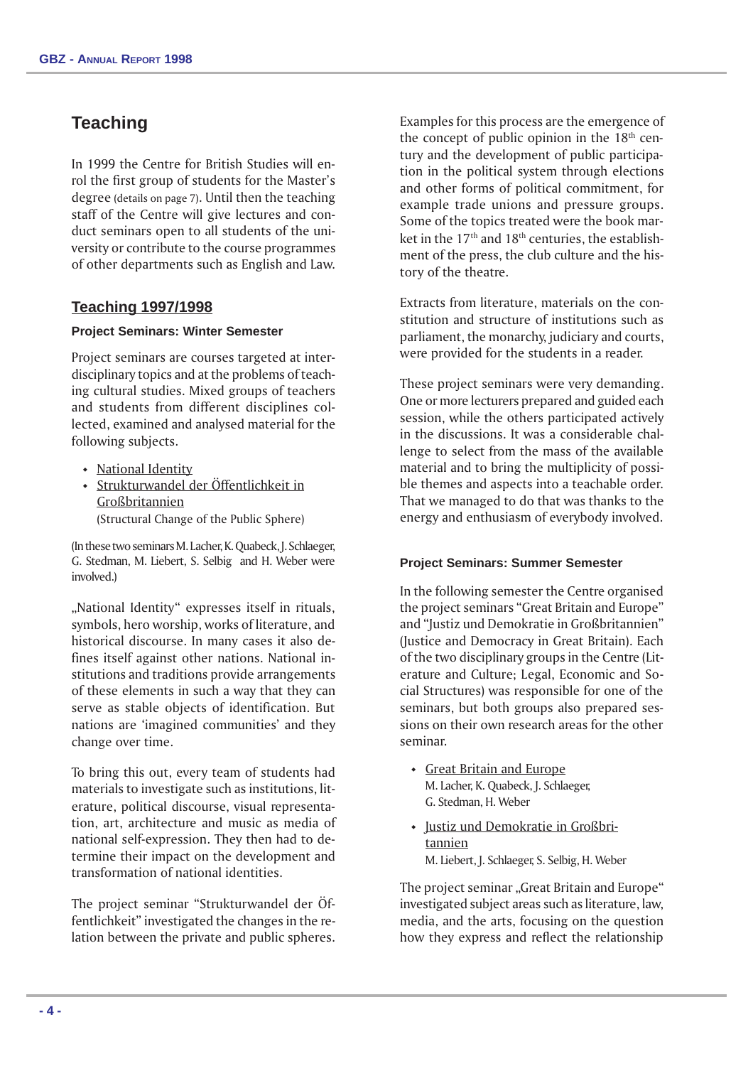## Teaching

In 1999 the Centre for British Studies will enrol the first group of students for the Master's degree (details on page 7). Until then the teaching staff of the Centre will give lectures and conduct seminars open to all students of the university or contribute to the course programmes of other departments such as English and Law.

### Teaching 1997/1998

#### Project Seminars: Winter Semester

Project seminars are courses targeted at interdisciplinary topics and at the problems of teaching cultural studies. Mixed groups of teachers and students from different disciplines collected, examined and analysed material for the following subjects.

- National Identity
- Strukturwandel der Öffentlichkeit in Großbritannien
  (Structural Change of the Public Sphere)

(In these two seminars M. Lacher, K. Quabeck, J. Schlaeger, G. Stedman, M. Liebert, S. Selbig and H. Weber were involved.)

„National Identity" expresses itself in rituals, symbols, hero worship, works of literature, and historical discourse. In many cases it also defines itself against other nations. National institutions and traditions provide arrangements of these elements in such a way that they can serve as stable objects of identification. But nations are 'imagined communities' and they change over time.

To bring this out, every team of students had materials to investigate such as institutions, literature, political discourse, visual representation, art, architecture and music as media of national self-expression. They then had to determine their impact on the development and transformation of national identities.

The project seminar "Strukturwandel der Öffentlichkeit" investigated the changes in the relation between the private and public spheres. Examples for this process are the emergence of the concept of public opinion in the 18th century and the development of public participation in the political system through elections and other forms of political commitment, for example trade unions and pressure groups. Some of the topics treated were the book market in the 17th and 18th centuries, the establishment of the press, the club culture and the history of the theatre.

Extracts from literature, materials on the constitution and structure of institutions such as parliament, the monarchy, judiciary and courts, were provided for the students in a reader.

These project seminars were very demanding. One or more lecturers prepared and guided each session, while the others participated actively in the discussions. It was a considerable challenge to select from the mass of the available material and to bring the multiplicity of possible themes and aspects into a teachable order. That we managed to do that was thanks to the energy and enthusiasm of everybody involved.

#### Project Seminars: Summer Semester

In the following semester the Centre organised the project seminars "Great Britain and Europe" and "Justiz und Demokratie in Großbritannien" (Justice and Democracy in Great Britain). Each of the two disciplinary groups in the Centre (Literature and Culture; Legal, Economic and Social Structures) was responsible for one of the seminars, but both groups also prepared sessions on their own research areas for the other seminar.

- Great Britain and Europe
  M. Lacher, K. Quabeck, J. Schlaeger, G. Stedman, H. Weber
- Justiz und Demokratie in Großbritannien
  M. Liebert, J. Schlaeger, S. Selbig, H. Weber

The project seminar „Great Britain and Europe" investigated subject areas such as literature, law, media, and the arts, focusing on the question how they express and reflect the relationship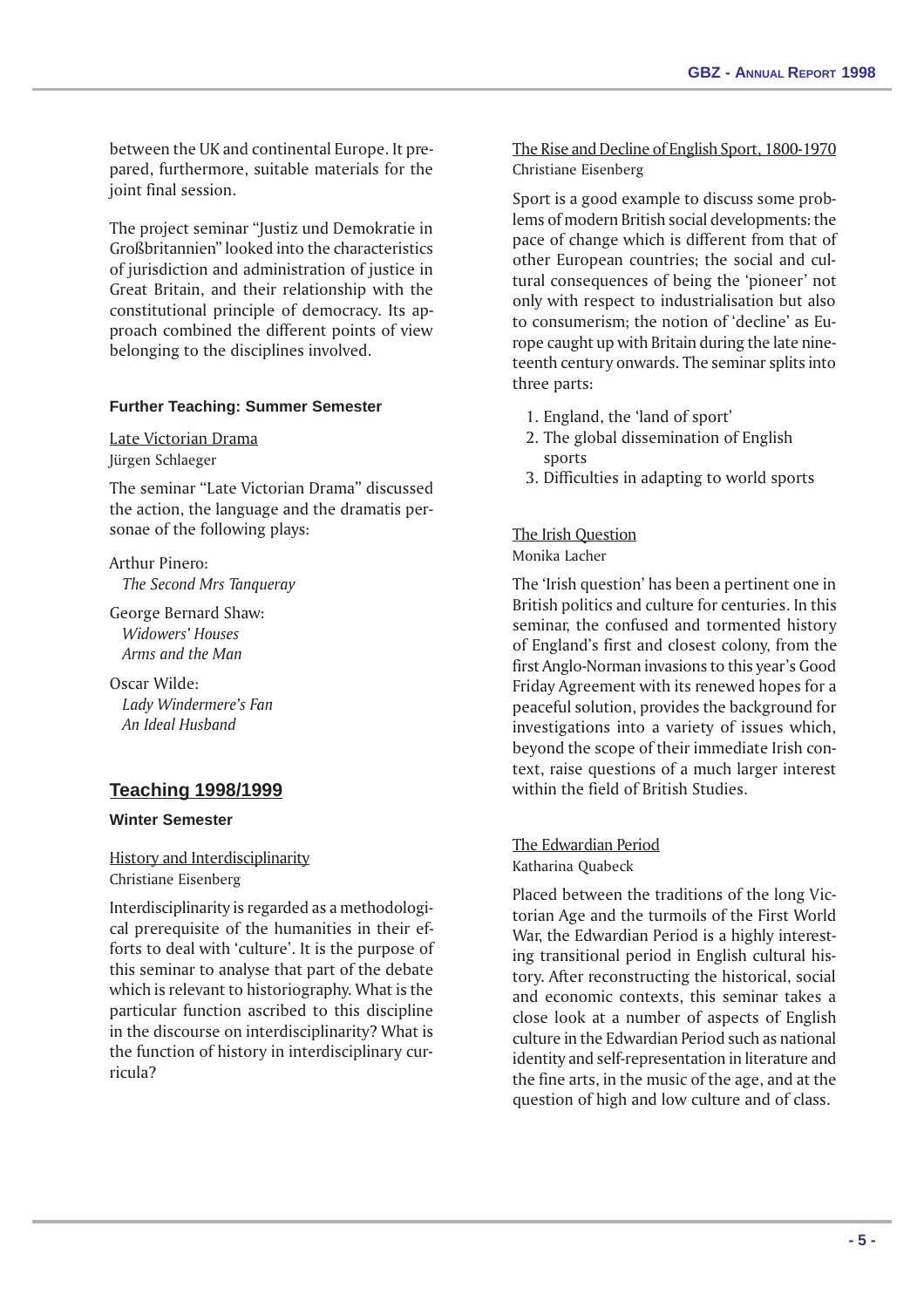between the UK and continental Europe. It prepared, furthermore, suitable materials for the joint final session.

The project seminar "Justiz und Demokratie in Großbritannien" looked into the characteristics of jurisdiction and administration of justice in Great Britain, and their relationship with the constitutional principle of democracy. Its approach combined the different points of view belonging to the disciplines involved.

### Further Teaching: Summer Semester

Late Victorian Drama
Jürgen Schlaeger

The seminar "Late Victorian Drama" discussed the action, the language and the dramatis personae of the following plays:

Arthur Pinero:
*The Second Mrs Tanqueray*

George Bernard Shaw:
*Widowers' Houses*
*Arms and the Man*

Oscar Wilde:
*Lady Windermere's Fan*
*An Ideal Husband*

## Teaching 1998/1999

### Winter Semester

History and Interdisciplinarity
Christiane Eisenberg

Interdisciplinarity is regarded as a methodological prerequisite of the humanities in their efforts to deal with 'culture'. It is the purpose of this seminar to analyse that part of the debate which is relevant to historiography. What is the particular function ascribed to this discipline in the discourse on interdisciplinarity? What is the function of history in interdisciplinary curricula?

The Rise and Decline of English Sport, 1800-1970
Christiane Eisenberg

Sport is a good example to discuss some problems of modern British social developments: the pace of change which is different from that of other European countries; the social and cultural consequences of being the 'pioneer' not only with respect to industrialisation but also to consumerism; the notion of 'decline' as Europe caught up with Britain during the late nineteenth century onwards. The seminar splits into three parts:

1. England, the 'land of sport'
2. The global dissemination of English sports
3. Difficulties in adapting to world sports

The Irish Question
Monika Lacher

The 'Irish question' has been a pertinent one in British politics and culture for centuries. In this seminar, the confused and tormented history of England's first and closest colony, from the first Anglo-Norman invasions to this year's Good Friday Agreement with its renewed hopes for a peaceful solution, provides the background for investigations into a variety of issues which, beyond the scope of their immediate Irish context, raise questions of a much larger interest within the field of British Studies.

The Edwardian Period
Katharina Quabeck

Placed between the traditions of the long Victorian Age and the turmoils of the First World War, the Edwardian Period is a highly interesting transitional period in English cultural history. After reconstructing the historical, social and economic contexts, this seminar takes a close look at a number of aspects of English culture in the Edwardian Period such as national identity and self-representation in literature and the fine arts, in the music of the age, and at the question of high and low culture and of class.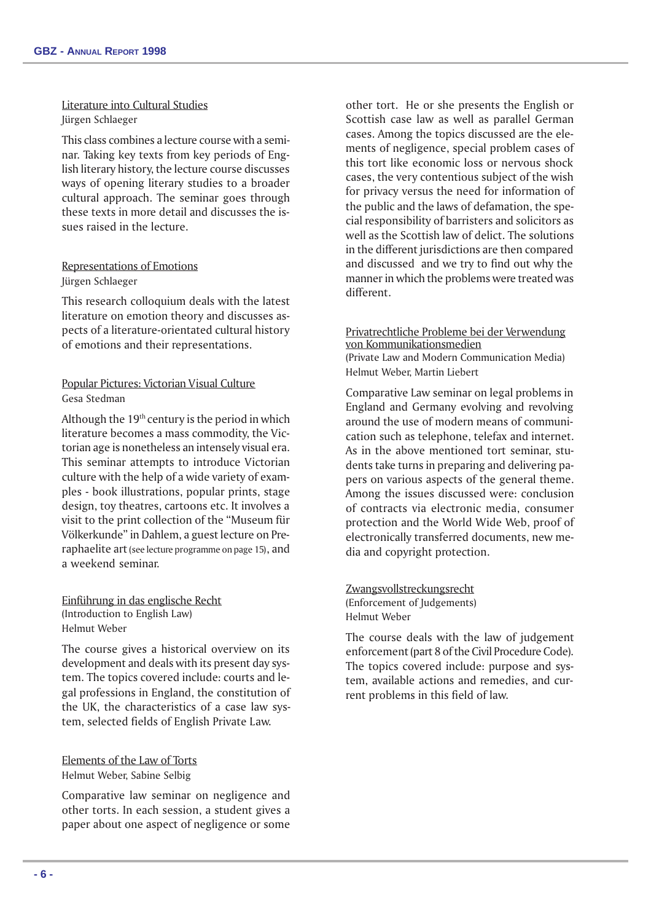Literature into Cultural Studies

Jürgen Schlaeger

This class combines a lecture course with a seminar. Taking key texts from key periods of English literary history, the lecture course discusses ways of opening literary studies to a broader cultural approach. The seminar goes through these texts in more detail and discusses the issues raised in the lecture.

Representations of Emotions

Jürgen Schlaeger

This research colloquium deals with the latest literature on emotion theory and discusses aspects of a literature-orientated cultural history of emotions and their representations.

Popular Pictures: Victorian Visual Culture

Gesa Stedman

Although the 19th century is the period in which literature becomes a mass commodity, the Victorian age is nonetheless an intensely visual era. This seminar attempts to introduce Victorian culture with the help of a wide variety of examples - book illustrations, popular prints, stage design, toy theatres, cartoons etc. It involves a visit to the print collection of the "Museum für Völkerkunde" in Dahlem, a guest lecture on Preraphaelite art (see lecture programme on page 15), and a weekend seminar.

Einführung in das englische Recht

(Introduction to English Law)

Helmut Weber

The course gives a historical overview on its development and deals with its present day system. The topics covered include: courts and legal professions in England, the constitution of the UK, the characteristics of a case law system, selected fields of English Private Law.

Elements of the Law of Torts

Helmut Weber, Sabine Selbig

Comparative law seminar on negligence and other torts. In each session, a student gives a paper about one aspect of negligence or some other tort. He or she presents the English or Scottish case law as well as parallel German cases. Among the topics discussed are the elements of negligence, special problem cases of this tort like economic loss or nervous shock cases, the very contentious subject of the wish for privacy versus the need for information of the public and the laws of defamation, the special responsibility of barristers and solicitors as well as the Scottish law of delict. The solutions in the different jurisdictions are then compared and discussed and we try to find out why the manner in which the problems were treated was different.

Privatrechtliche Probleme bei der Verwendung von Kommunikationsmedien

(Private Law and Modern Communication Media)

Helmut Weber, Martin Liebert

Comparative Law seminar on legal problems in England and Germany evolving and revolving around the use of modern means of communication such as telephone, telefax and internet. As in the above mentioned tort seminar, students take turns in preparing and delivering papers on various aspects of the general theme. Among the issues discussed were: conclusion of contracts via electronic media, consumer protection and the World Wide Web, proof of electronically transferred documents, new media and copyright protection.

Zwangsvollstreckungsrecht

(Enforcement of Judgements)

Helmut Weber

The course deals with the law of judgement enforcement (part 8 of the Civil Procedure Code). The topics covered include: purpose and system, available actions and remedies, and current problems in this field of law.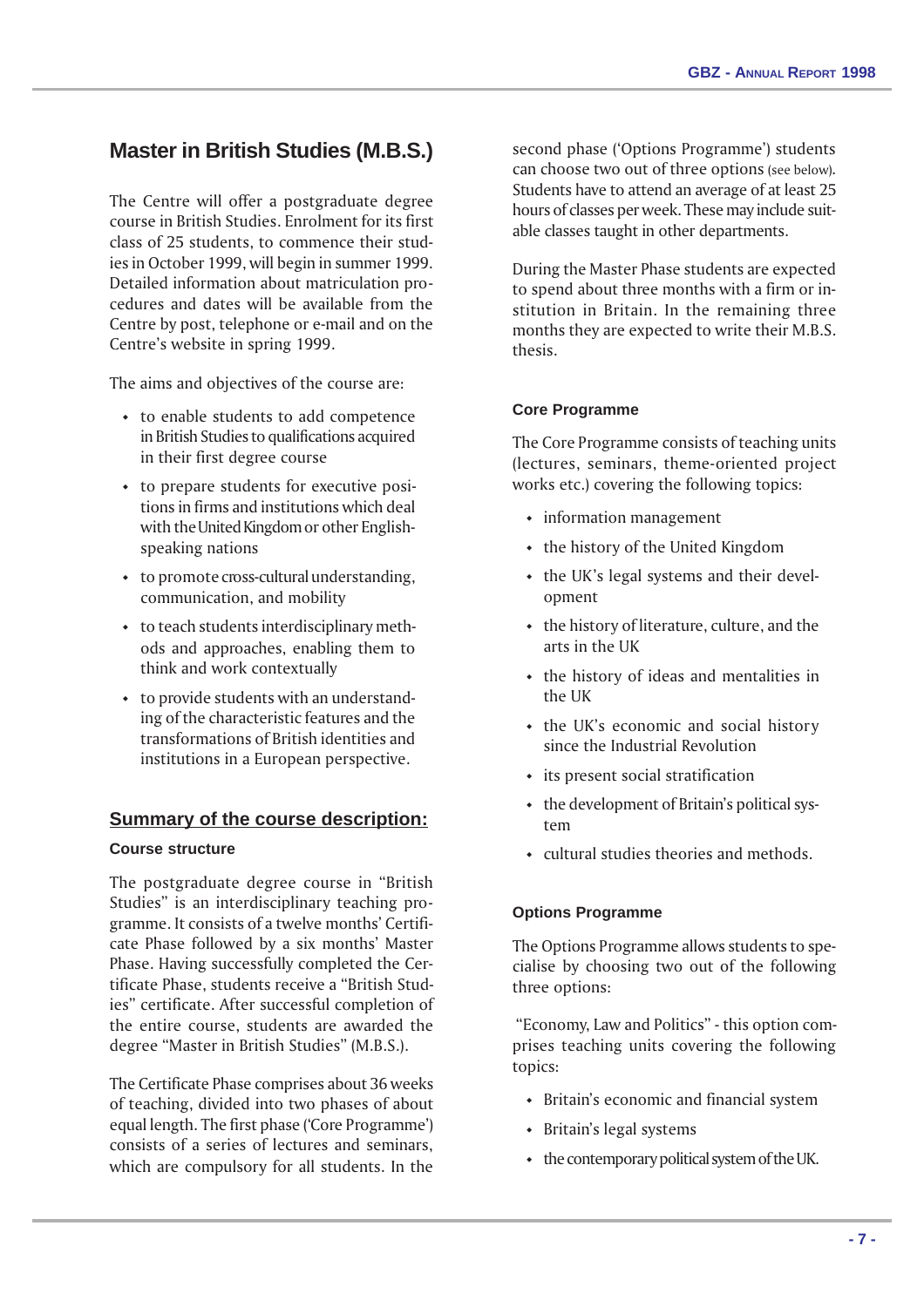## Master in British Studies (M.B.S.)

The Centre will offer a postgraduate degree course in British Studies. Enrolment for its first class of 25 students, to commence their studies in October 1999, will begin in summer 1999. Detailed information about matriculation procedures and dates will be available from the Centre by post, telephone or e-mail and on the Centre's website in spring 1999.

The aims and objectives of the course are:

- to enable students to add competence in British Studies to qualifications acquired in their first degree course
- to prepare students for executive positions in firms and institutions which deal with the United Kingdom or other English-speaking nations
- to promote cross-cultural understanding, communication, and mobility
- to teach students interdisciplinary methods and approaches, enabling them to think and work contextually
- to provide students with an understanding of the characteristic features and the transformations of British identities and institutions in a European perspective.

### Summary of the course description:

#### Course structure

The postgraduate degree course in "British Studies" is an interdisciplinary teaching programme. It consists of a twelve months' Certificate Phase followed by a six months' Master Phase. Having successfully completed the Certificate Phase, students receive a "British Studies" certificate. After successful completion of the entire course, students are awarded the degree "Master in British Studies" (M.B.S.).

The Certificate Phase comprises about 36 weeks of teaching, divided into two phases of about equal length. The first phase ('Core Programme') consists of a series of lectures and seminars, which are compulsory for all students. In the second phase ('Options Programme') students can choose two out of three options (see below). Students have to attend an average of at least 25 hours of classes per week. These may include suitable classes taught in other departments.

During the Master Phase students are expected to spend about three months with a firm or institution in Britain. In the remaining three months they are expected to write their M.B.S. thesis.

#### Core Programme

The Core Programme consists of teaching units (lectures, seminars, theme-oriented project works etc.) covering the following topics:

- information management
- the history of the United Kingdom
- the UK's legal systems and their development
- the history of literature, culture, and the arts in the UK
- the history of ideas and mentalities in the UK
- the UK's economic and social history since the Industrial Revolution
- its present social stratification
- the development of Britain's political system
- cultural studies theories and methods.

#### Options Programme

The Options Programme allows students to specialise by choosing two out of the following three options:

"Economy, Law and Politics" - this option comprises teaching units covering the following topics:

- Britain's economic and financial system
- Britain's legal systems
- the contemporary political system of the UK.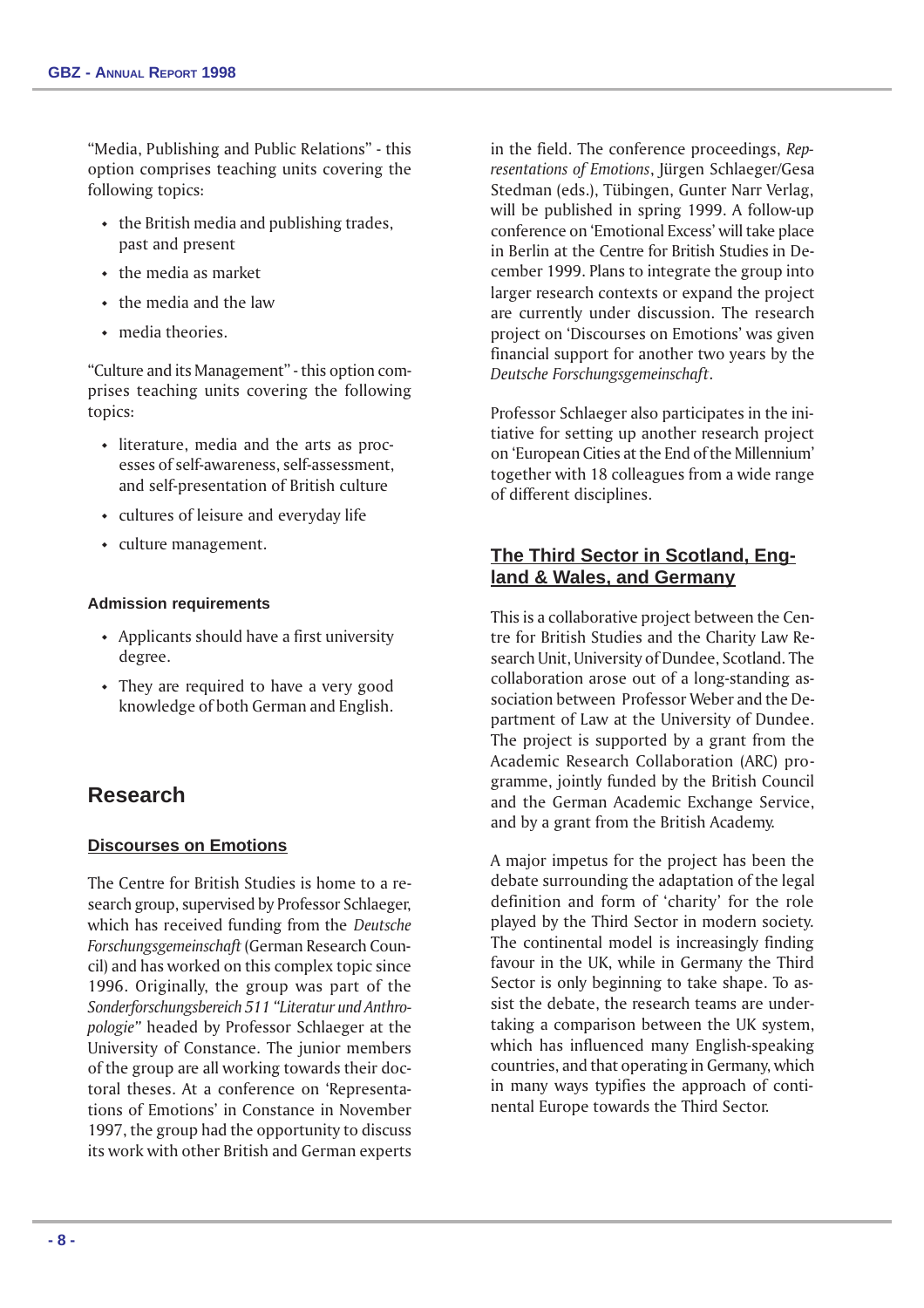"Media, Publishing and Public Relations" - this option comprises teaching units covering the following topics:

- the British media and publishing trades, past and present
- the media as market
- the media and the law
- media theories.

"Culture and its Management" - this option comprises teaching units covering the following topics:

- literature, media and the arts as processes of self-awareness, self-assessment, and self-presentation of British culture
- cultures of leisure and everyday life
- culture management.

#### Admission requirements

- Applicants should have a first university degree.
- They are required to have a very good knowledge of both German and English.

## Research

### Discourses on Emotions

The Centre for British Studies is home to a research group, supervised by Professor Schlaeger, which has received funding from the *Deutsche Forschungsgemeinschaft* (German Research Council) and has worked on this complex topic since 1996. Originally, the group was part of the *Sonderforschungsbereich 511 "Literatur und Anthropologie"* headed by Professor Schlaeger at the University of Constance. The junior members of the group are all working towards their doctoral theses. At a conference on 'Representations of Emotions' in Constance in November 1997, the group had the opportunity to discuss its work with other British and German experts in the field. The conference proceedings, *Representations of Emotions*, Jürgen Schlaeger/Gesa Stedman (eds.), Tübingen, Gunter Narr Verlag, will be published in spring 1999. A follow-up conference on 'Emotional Excess' will take place in Berlin at the Centre for British Studies in December 1999. Plans to integrate the group into larger research contexts or expand the project are currently under discussion. The research project on 'Discourses on Emotions' was given financial support for another two years by the *Deutsche Forschungsgemeinschaft*.

Professor Schlaeger also participates in the initiative for setting up another research project on 'European Cities at the End of the Millennium' together with 18 colleagues from a wide range of different disciplines.

### The Third Sector in Scotland, England & Wales, and Germany

This is a collaborative project between the Centre for British Studies and the Charity Law Research Unit, University of Dundee, Scotland. The collaboration arose out of a long-standing association between Professor Weber and the Department of Law at the University of Dundee. The project is supported by a grant from the Academic Research Collaboration (ARC) programme, jointly funded by the British Council and the German Academic Exchange Service, and by a grant from the British Academy.

A major impetus for the project has been the debate surrounding the adaptation of the legal definition and form of 'charity' for the role played by the Third Sector in modern society. The continental model is increasingly finding favour in the UK, while in Germany the Third Sector is only beginning to take shape. To assist the debate, the research teams are undertaking a comparison between the UK system, which has influenced many English-speaking countries, and that operating in Germany, which in many ways typifies the approach of continental Europe towards the Third Sector.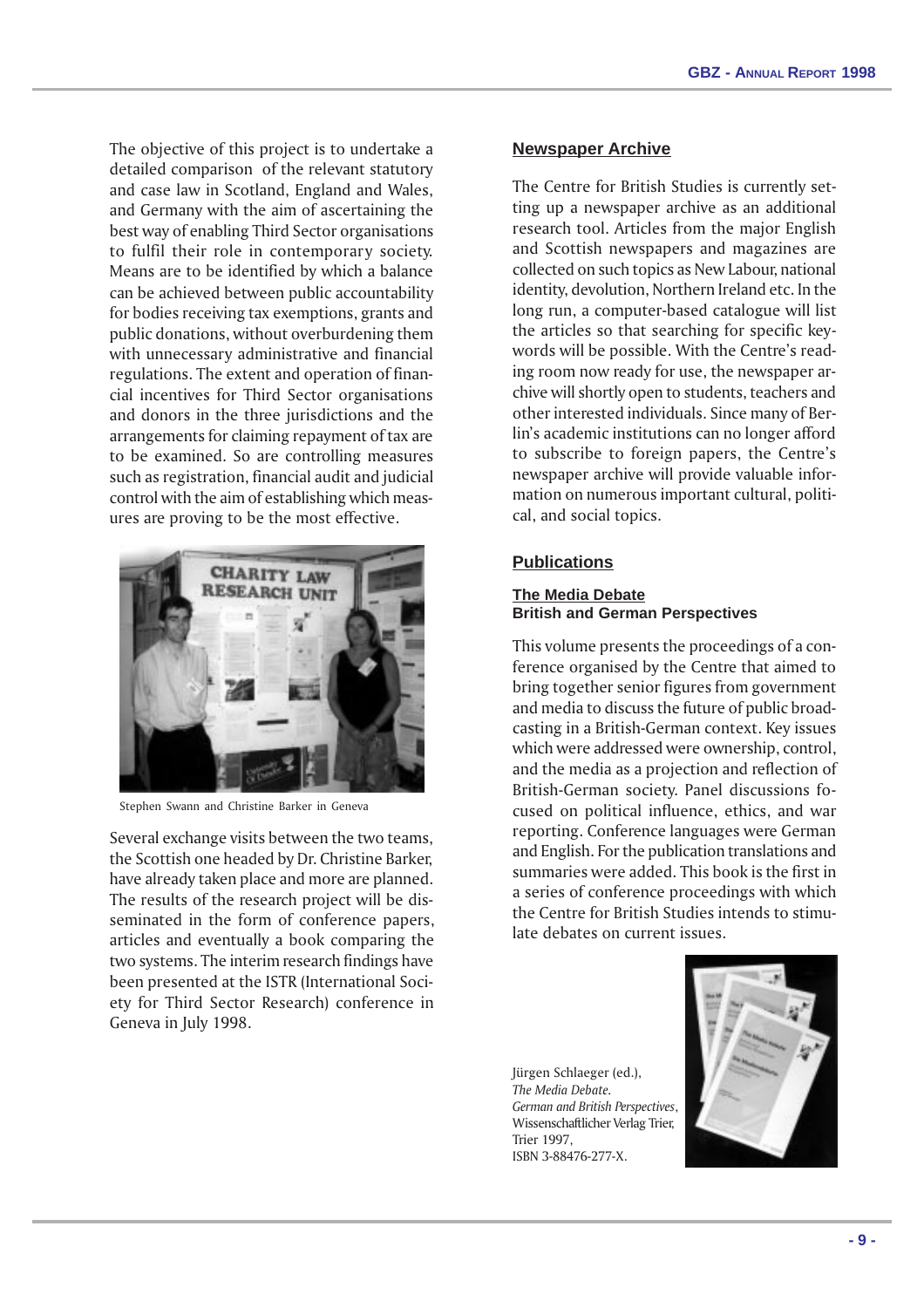The objective of this project is to undertake a detailed comparison of the relevant statutory and case law in Scotland, England and Wales, and Germany with the aim of ascertaining the best way of enabling Third Sector organisations to fulfil their role in contemporary society. Means are to be identified by which a balance can be achieved between public accountability for bodies receiving tax exemptions, grants and public donations, without overburdening them with unnecessary administrative and financial regulations. The extent and operation of financial incentives for Third Sector organisations and donors in the three jurisdictions and the arrangements for claiming repayment of tax are to be examined. So are controlling measures such as registration, financial audit and judicial control with the aim of establishing which measures are proving to be the most effective.

Stephen Swann and Christine Barker in Geneva

Several exchange visits between the two teams, the Scottish one headed by Dr. Christine Barker, have already taken place and more are planned. The results of the research project will be disseminated in the form of conference papers, articles and eventually a book comparing the two systems. The interim research findings have been presented at the ISTR (International Society for Third Sector Research) conference in Geneva in July 1998.

## Newspaper Archive

The Centre for British Studies is currently setting up a newspaper archive as an additional research tool. Articles from the major English and Scottish newspapers and magazines are collected on such topics as New Labour, national identity, devolution, Northern Ireland etc. In the long run, a computer-based catalogue will list the articles so that searching for specific keywords will be possible. With the Centre's reading room now ready for use, the newspaper archive will shortly open to students, teachers and other interested individuals. Since many of Berlin's academic institutions can no longer afford to subscribe to foreign papers, the Centre's newspaper archive will provide valuable information on numerous important cultural, political, and social topics.

## Publications

### The Media Debate
**British and German Perspectives**

This volume presents the proceedings of a conference organised by the Centre that aimed to bring together senior figures from government and media to discuss the future of public broadcasting in a British-German context. Key issues which were addressed were ownership, control, and the media as a projection and reflection of British-German society. Panel discussions focused on political influence, ethics, and war reporting. Conference languages were German and English. For the publication translations and summaries were added. This book is the first in a series of conference proceedings with which the Centre for British Studies intends to stimulate debates on current issues.

Jürgen Schlaeger (ed.),
*The Media Debate.*
*German and British Perspectives*,
Wissenschaftlicher Verlag Trier,
Trier 1997,
ISBN 3-88476-277-X.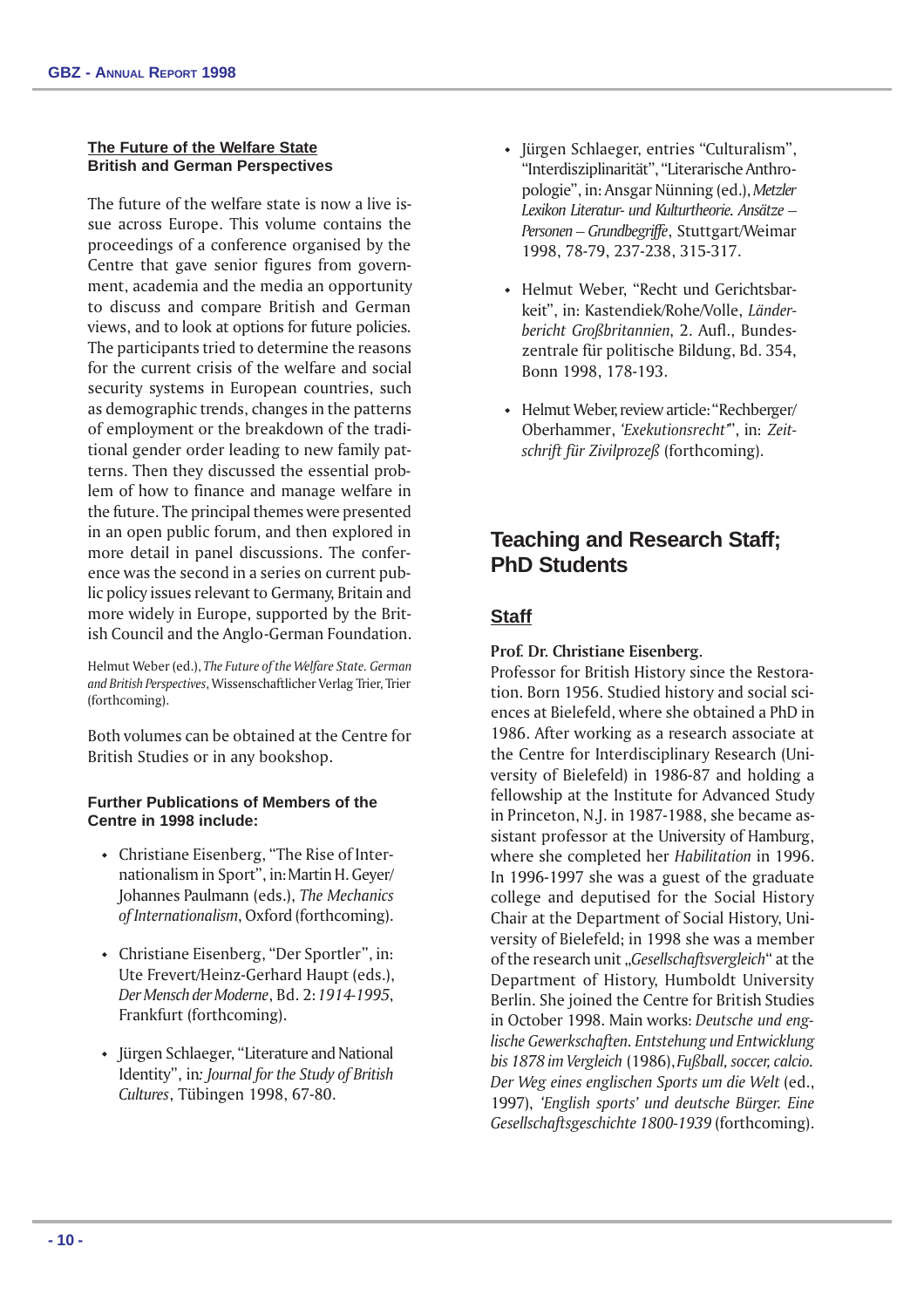**The Future of the Welfare State**
**British and German Perspectives**

The future of the welfare state is now a live issue across Europe. This volume contains the proceedings of a conference organised by the Centre that gave senior figures from government, academia and the media an opportunity to discuss and compare British and German views, and to look at options for future policies. The participants tried to determine the reasons for the current crisis of the welfare and social security systems in European countries, such as demographic trends, changes in the patterns of employment or the breakdown of the traditional gender order leading to new family patterns. Then they discussed the essential problem of how to finance and manage welfare in the future. The principal themes were presented in an open public forum, and then explored in more detail in panel discussions. The conference was the second in a series on current public policy issues relevant to Germany, Britain and more widely in Europe, supported by the British Council and the Anglo-German Foundation.

Helmut Weber (ed.), *The Future of the Welfare State. German and British Perspectives*, Wissenschaftlicher Verlag Trier, Trier (forthcoming).

Both volumes can be obtained at the Centre for British Studies or in any bookshop.

**Further Publications of Members of the Centre in 1998 include:**

- Christiane Eisenberg, "The Rise of Internationalism in Sport", in: Martin H. Geyer/ Johannes Paulmann (eds.), *The Mechanics of Internationalism*, Oxford (forthcoming).
- Christiane Eisenberg, "Der Sportler", in: Ute Frevert/Heinz-Gerhard Haupt (eds.), *Der Mensch der Moderne*, Bd. 2: *1914-1995*, Frankfurt (forthcoming).
- Jürgen Schlaeger, "Literature and National Identity", in: *Journal for the Study of British Cultures*, Tübingen 1998, 67-80.
- Jürgen Schlaeger, entries "Culturalism", "Interdisziplinarität", "Literarische Anthropologie", in: Ansgar Nünning (ed.), *Metzler Lexikon Literatur- und Kulturtheorie. Ansätze – Personen – Grundbegriffe*, Stuttgart/Weimar 1998, 78-79, 237-238, 315-317.
- Helmut Weber, "Recht und Gerichtsbarkeit", in: Kastendiek/Rohe/Volle, *Länderbericht Großbritannien*, 2. Aufl., Bundeszentrale für politische Bildung, Bd. 354, Bonn 1998, 178-193.
- Helmut Weber, review article: "Rechberger/ Oberhammer, *'Exekutionsrecht'*", in: *Zeitschrift für Zivilprozeß* (forthcoming).

## Teaching and Research Staff; PhD Students

### Staff

**Prof. Dr. Christiane Eisenberg.**
Professor for British History since the Restoration. Born 1956. Studied history and social sciences at Bielefeld, where she obtained a PhD in 1986. After working as a research associate at the Centre for Interdisciplinary Research (University of Bielefeld) in 1986-87 and holding a fellowship at the Institute for Advanced Study in Princeton, N.J. in 1987-1988, she became assistant professor at the University of Hamburg, where she completed her *Habilitation* in 1996. In 1996-1997 she was a guest of the graduate college and deputised for the Social History Chair at the Department of Social History, University of Bielefeld; in 1998 she was a member of the research unit „*Gesellschaftsvergleich*" at the Department of History, Humboldt University Berlin. She joined the Centre for British Studies in October 1998. Main works: *Deutsche und englische Gewerkschaften. Entstehung und Entwicklung bis 1878 im Vergleich* (1986), *Fußball, soccer, calcio. Der Weg eines englischen Sports um die Welt* (ed., 1997), *'English sports' und deutsche Bürger. Eine Gesellschaftsgeschichte 1800-1939* (forthcoming).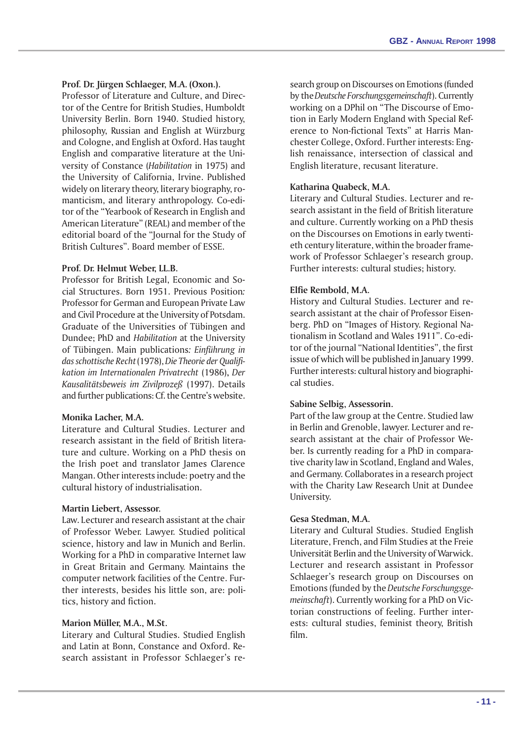**Prof. Dr. Jürgen Schlaeger, M.A. (Oxon.).**
Professor of Literature and Culture, and Director of the Centre for British Studies, Humboldt University Berlin. Born 1940. Studied history, philosophy, Russian and English at Würzburg and Cologne, and English at Oxford. Has taught English and comparative literature at the University of Constance (*Habilitation* in 1975) and the University of California, Irvine. Published widely on literary theory, literary biography, romanticism, and literary anthropology. Co-editor of the "Yearbook of Research in English and American Literature" (REAL) and member of the editorial board of the "Journal for the Study of British Cultures". Board member of ESSE.

**Prof. Dr. Helmut Weber, LL.B.**
Professor for British Legal, Economic and Social Structures. Born 1951. Previous Position: Professor for German and European Private Law and Civil Procedure at the University of Potsdam. Graduate of the Universities of Tübingen and Dundee; PhD and *Habilitation* at the University of Tübingen. Main publications: *Einführung in das schottische Recht* (1978), *Die Theorie der Qualifikation im Internationalen Privatrecht* (1986), *Der Kausalitätsbeweis im Zivilprozeß* (1997). Details and further publications: Cf. the Centre's website.

**Monika Lacher, M.A.**
Literature and Cultural Studies. Lecturer and research assistant in the field of British literature and culture. Working on a PhD thesis on the Irish poet and translator James Clarence Mangan. Other interests include: poetry and the cultural history of industrialisation.

**Martin Liebert, Assessor.**
Law. Lecturer and research assistant at the chair of Professor Weber. Lawyer. Studied political science, history and law in Munich and Berlin. Working for a PhD in comparative Internet law in Great Britain and Germany. Maintains the computer network facilities of the Centre. Further interests, besides his little son, are: politics, history and fiction.

**Marion Müller, M.A., M.St.**
Literary and Cultural Studies. Studied English and Latin at Bonn, Constance and Oxford. Research assistant in Professor Schlaeger's research group on Discourses on Emotions (funded by the *Deutsche Forschungsgemeinschaft*). Currently working on a DPhil on "The Discourse of Emotion in Early Modern England with Special Reference to Non-fictional Texts" at Harris Manchester College, Oxford. Further interests: English renaissance, intersection of classical and English literature, recusant literature.

**Katharina Quabeck, M.A.**
Literary and Cultural Studies. Lecturer and research assistant in the field of British literature and culture. Currently working on a PhD thesis on the Discourses on Emotions in early twentieth century literature, within the broader framework of Professor Schlaeger's research group. Further interests: cultural studies; history.

**Elfie Rembold, M.A.**
History and Cultural Studies. Lecturer and research assistant at the chair of Professor Eisenberg. PhD on "Images of History. Regional Nationalism in Scotland and Wales 1911". Co-editor of the journal "National Identities", the first issue of which will be published in January 1999. Further interests: cultural history and biographical studies.

**Sabine Selbig, Assessorin.**
Part of the law group at the Centre. Studied law in Berlin and Grenoble, lawyer. Lecturer and research assistant at the chair of Professor Weber. Is currently reading for a PhD in comparative charity law in Scotland, England and Wales, and Germany. Collaborates in a research project with the Charity Law Research Unit at Dundee University.

**Gesa Stedman, M.A.**
Literary and Cultural Studies. Studied English Literature, French, and Film Studies at the Freie Universität Berlin and the University of Warwick. Lecturer and research assistant in Professor Schlaeger's research group on Discourses on Emotions (funded by the *Deutsche Forschungsgemeinschaft*). Currently working for a PhD on Victorian constructions of feeling. Further interests: cultural studies, feminist theory, British film.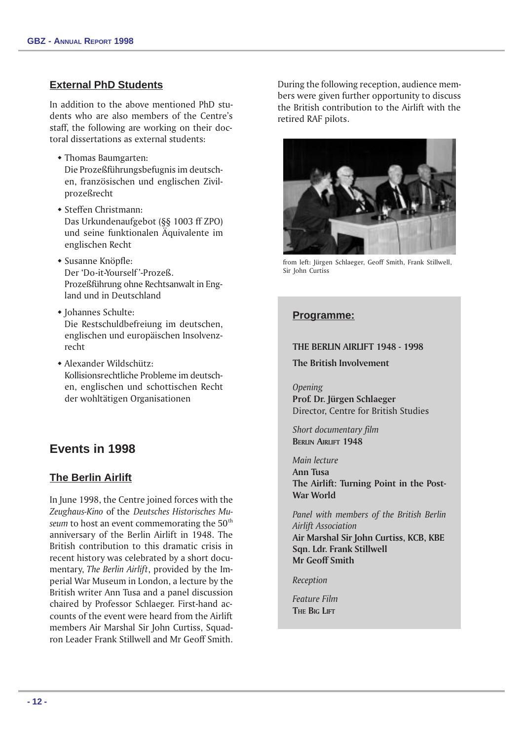## External PhD Students

In addition to the above mentioned PhD students who are also members of the Centre's staff, the following are working on their doctoral dissertations as external students:

- Thomas Baumgarten:
  Die Prozeßführungsbefugnis im deutschen, französischen und englischen Zivilprozeßrecht
- Steffen Christmann:
  Das Urkundenaufgebot (§§ 1003 ff ZPO) und seine funktionalen Äquivalente im englischen Recht
- Susanne Knöpfle:
  Der 'Do-it-Yourself'-Prozeß. Prozeßführung ohne Rechtsanwalt in England und in Deutschland
- Johannes Schulte:
  Die Restschuldbefreiung im deutschen, englischen und europäischen Insolvenzrecht
- Alexander Wildschütz:
  Kollisionsrechtliche Probleme im deutschen, englischen und schottischen Recht der wohltätigen Organisationen

# Events in 1998

## The Berlin Airlift

In June 1998, the Centre joined forces with the *Zeughaus-Kino* of the *Deutsches Historisches Museum* to host an event commemorating the 50th anniversary of the Berlin Airlift in 1948. The British contribution to this dramatic crisis in recent history was celebrated by a short documentary, *The Berlin Airlift*, provided by the Imperial War Museum in London, a lecture by the British writer Ann Tusa and a panel discussion chaired by Professor Schlaeger. First-hand accounts of the event were heard from the Airlift members Air Marshal Sir John Curtiss, Squadron Leader Frank Stillwell and Mr Geoff Smith.

During the following reception, audience members were given further opportunity to discuss the British contribution to the Airlift with the retired RAF pilots.

from left: Jürgen Schlaeger, Geoff Smith, Frank Stillwell, Sir John Curtiss

**Programme:**

**THE BERLIN AIRLIFT 1948 - 1998**

**The British Involvement**

*Opening*
**Prof. Dr. Jürgen Schlaeger**
Director, Centre for British Studies

*Short documentary film*
**BERLIN AIRLIFT 1948**

*Main lecture*
**Ann Tusa**
**The Airlift: Turning Point in the Post-War World**

*Panel with members of the British Berlin Airlift Association*
**Air Marshal Sir John Curtiss, KCB, KBE**
**Sqn. Ldr. Frank Stillwell**
**Mr Geoff Smith**

*Reception*

*Feature Film*
**THE BIG LIFT**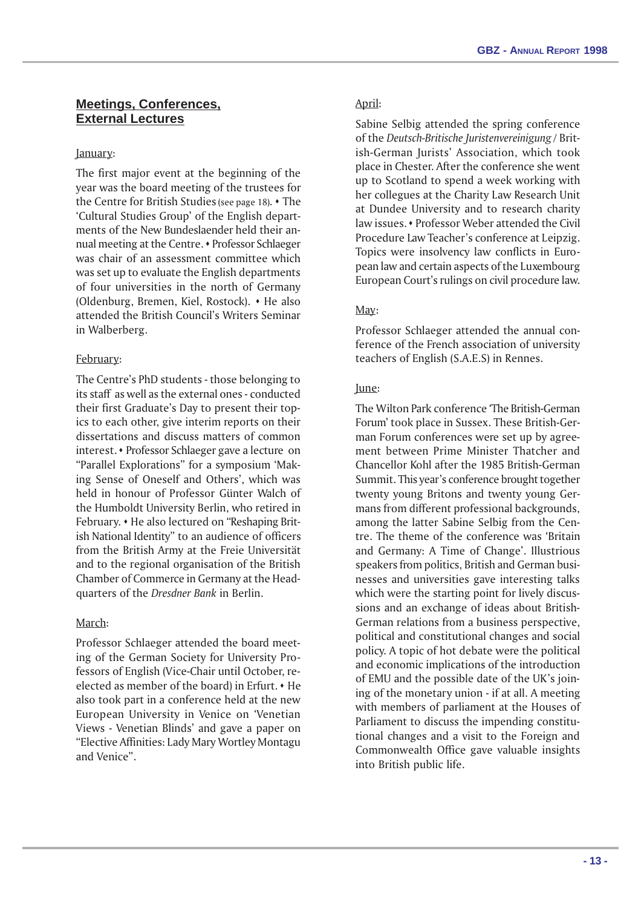## Meetings, Conferences, External Lectures

January:

The first major event at the beginning of the year was the board meeting of the trustees for the Centre for British Studies (see page 18). • The 'Cultural Studies Group' of the English departments of the New Bundeslaender held their annual meeting at the Centre. • Professor Schlaeger was chair of an assessment committee which was set up to evaluate the English departments of four universities in the north of Germany (Oldenburg, Bremen, Kiel, Rostock). • He also attended the British Council's Writers Seminar in Walberberg.

February:

The Centre's PhD students - those belonging to its staff as well as the external ones - conducted their first Graduate's Day to present their topics to each other, give interim reports on their dissertations and discuss matters of common interest. • Professor Schlaeger gave a lecture on "Parallel Explorations" for a symposium 'Making Sense of Oneself and Others', which was held in honour of Professor Günter Walch of the Humboldt University Berlin, who retired in February. • He also lectured on "Reshaping British National Identity" to an audience of officers from the British Army at the Freie Universität and to the regional organisation of the British Chamber of Commerce in Germany at the Headquarters of the *Dresdner Bank* in Berlin.

March:

Professor Schlaeger attended the board meeting of the German Society for University Professors of English (Vice-Chair until October, re-elected as member of the board) in Erfurt. • He also took part in a conference held at the new European University in Venice on 'Venetian Views - Venetian Blinds' and gave a paper on "Elective Affinities: Lady Mary Wortley Montagu and Venice".

April:

Sabine Selbig attended the spring conference of the *Deutsch-Britische Juristenvereinigung* / British-German Jurists' Association, which took place in Chester. After the conference she went up to Scotland to spend a week working with her collegues at the Charity Law Research Unit at Dundee University and to research charity law issues. • Professor Weber attended the Civil Procedure Law Teacher's conference at Leipzig. Topics were insolvency law conflicts in European law and certain aspects of the Luxembourg European Court's rulings on civil procedure law.

May:

Professor Schlaeger attended the annual conference of the French association of university teachers of English (S.A.E.S) in Rennes.

June:

The Wilton Park conference 'The British-German Forum' took place in Sussex. These British-German Forum conferences were set up by agreement between Prime Minister Thatcher and Chancellor Kohl after the 1985 British-German Summit. This year's conference brought together twenty young Britons and twenty young Germans from different professional backgrounds, among the latter Sabine Selbig from the Centre. The theme of the conference was 'Britain and Germany: A Time of Change'. Illustrious speakers from politics, British and German businesses and universities gave interesting talks which were the starting point for lively discussions and an exchange of ideas about British-German relations from a business perspective, political and constitutional changes and social policy. A topic of hot debate were the political and economic implications of the introduction of EMU and the possible date of the UK's joining of the monetary union - if at all. A meeting with members of parliament at the Houses of Parliament to discuss the impending constitutional changes and a visit to the Foreign and Commonwealth Office gave valuable insights into British public life.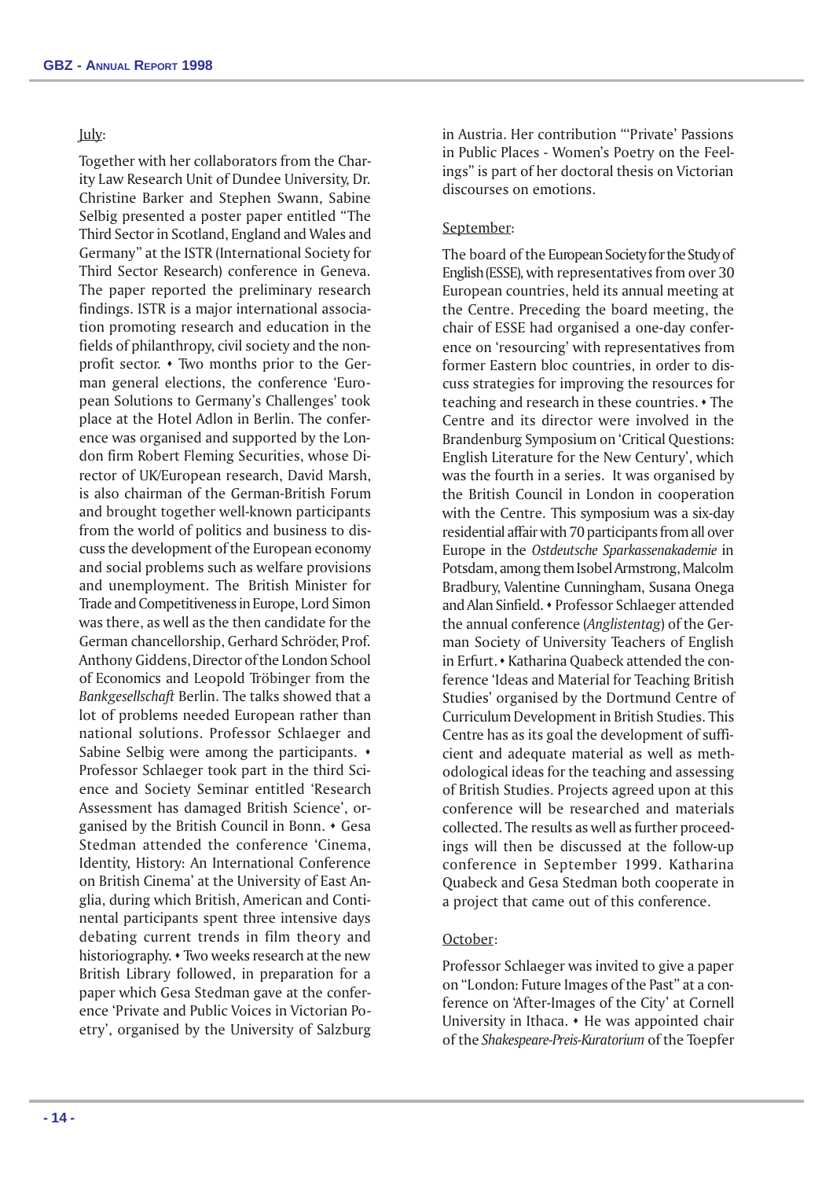July:

Together with her collaborators from the Charity Law Research Unit of Dundee University, Dr. Christine Barker and Stephen Swann, Sabine Selbig presented a poster paper entitled "The Third Sector in Scotland, England and Wales and Germany" at the ISTR (International Society for Third Sector Research) conference in Geneva. The paper reported the preliminary research findings. ISTR is a major international association promoting research and education in the fields of philanthropy, civil society and the non-profit sector. • Two months prior to the German general elections, the conference 'European Solutions to Germany's Challenges' took place at the Hotel Adlon in Berlin. The conference was organised and supported by the London firm Robert Fleming Securities, whose Director of UK/European research, David Marsh, is also chairman of the German-British Forum and brought together well-known participants from the world of politics and business to discuss the development of the European economy and social problems such as welfare provisions and unemployment. The British Minister for Trade and Competitiveness in Europe, Lord Simon was there, as well as the then candidate for the German chancellorship, Gerhard Schröder, Prof. Anthony Giddens, Director of the London School of Economics and Leopold Tröbinger from the *Bankgesellschaft* Berlin. The talks showed that a lot of problems needed European rather than national solutions. Professor Schlaeger and Sabine Selbig were among the participants. • Professor Schlaeger took part in the third Science and Society Seminar entitled 'Research Assessment has damaged British Science', organised by the British Council in Bonn. • Gesa Stedman attended the conference 'Cinema, Identity, History: An International Conference on British Cinema' at the University of East Anglia, during which British, American and Continental participants spent three intensive days debating current trends in film theory and historiography. • Two weeks research at the new British Library followed, in preparation for a paper which Gesa Stedman gave at the conference 'Private and Public Voices in Victorian Poetry', organised by the University of Salzburg in Austria. Her contribution "'Private' Passions in Public Places - Women's Poetry on the Feelings" is part of her doctoral thesis on Victorian discourses on emotions.

September:

The board of the European Society for the Study of English (ESSE), with representatives from over 30 European countries, held its annual meeting at the Centre. Preceding the board meeting, the chair of ESSE had organised a one-day conference on 'resourcing' with representatives from former Eastern bloc countries, in order to discuss strategies for improving the resources for teaching and research in these countries. • The Centre and its director were involved in the Brandenburg Symposium on 'Critical Questions: English Literature for the New Century', which was the fourth in a series. It was organised by the British Council in London in cooperation with the Centre. This symposium was a six-day residential affair with 70 participants from all over Europe in the *Ostdeutsche Sparkassenakademie* in Potsdam, among them Isobel Armstrong, Malcolm Bradbury, Valentine Cunningham, Susana Onega and Alan Sinfield. • Professor Schlaeger attended the annual conference (*Anglistentag*) of the German Society of University Teachers of English in Erfurt. • Katharina Quabeck attended the conference 'Ideas and Material for Teaching British Studies' organised by the Dortmund Centre of Curriculum Development in British Studies. This Centre has as its goal the development of sufficient and adequate material as well as methodological ideas for the teaching and assessing of British Studies. Projects agreed upon at this conference will be researched and materials collected. The results as well as further proceedings will then be discussed at the follow-up conference in September 1999. Katharina Quabeck and Gesa Stedman both cooperate in a project that came out of this conference.

October:

Professor Schlaeger was invited to give a paper on "London: Future Images of the Past" at a conference on 'After-Images of the City' at Cornell University in Ithaca. • He was appointed chair of the *Shakespeare-Preis-Kuratorium* of the Toepfer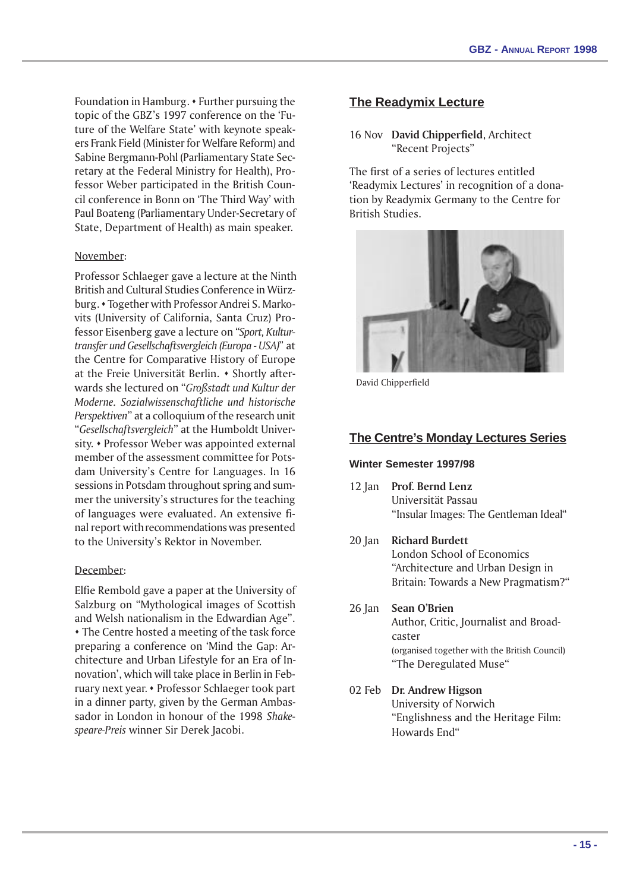Foundation in Hamburg. • Further pursuing the topic of the GBZ's 1997 conference on the 'Future of the Welfare State' with keynote speakers Frank Field (Minister for Welfare Reform) and Sabine Bergmann-Pohl (Parliamentary State Secretary at the Federal Ministry for Health), Professor Weber participated in the British Council conference in Bonn on 'The Third Way' with Paul Boateng (Parliamentary Under-Secretary of State, Department of Health) as main speaker.

November:

Professor Schlaeger gave a lecture at the Ninth British and Cultural Studies Conference in Würzburg. • Together with Professor Andrei S. Markovits (University of California, Santa Cruz) Professor Eisenberg gave a lecture on "*Sport, Kulturtransfer und Gesellschaftsvergleich (Europa - USA)*" at the Centre for Comparative History of Europe at the Freie Universität Berlin. • Shortly afterwards she lectured on "*Großstadt und Kultur der Moderne. Sozialwissenschaftliche und historische Perspektiven*" at a colloquium of the research unit "*Gesellschaftsvergleich*" at the Humboldt University. • Professor Weber was appointed external member of the assessment committee for Potsdam University's Centre for Languages. In 16 sessions in Potsdam throughout spring and summer the university's structures for the teaching of languages were evaluated. An extensive final report with recommendations was presented to the University's Rektor in November.

December:

Elfie Rembold gave a paper at the University of Salzburg on "Mythological images of Scottish and Welsh nationalism in the Edwardian Age". • The Centre hosted a meeting of the task force preparing a conference on 'Mind the Gap: Architecture and Urban Lifestyle for an Era of Innovation', which will take place in Berlin in February next year. • Professor Schlaeger took part in a dinner party, given by the German Ambassador in London in honour of the 1998 *Shakespeare-Preis* winner Sir Derek Jacobi.

## The Readymix Lecture

16 Nov **David Chipperfield**, Architect
"Recent Projects"

The first of a series of lectures entitled 'Readymix Lectures' in recognition of a donation by Readymix Germany to the Centre for British Studies.

David Chipperfield

## The Centre's Monday Lectures Series

### Winter Semester 1997/98

12 Jan **Prof. Bernd Lenz**
Universität Passau
"Insular Images: The Gentleman Ideal"

20 Jan **Richard Burdett**
London School of Economics
"Architecture and Urban Design in Britain: Towards a New Pragmatism?"

26 Jan **Sean O'Brien**
Author, Critic, Journalist and Broadcaster
(organised together with the British Council)
"The Deregulated Muse"

02 Feb **Dr. Andrew Higson**
University of Norwich
"Englishness and the Heritage Film: Howards End"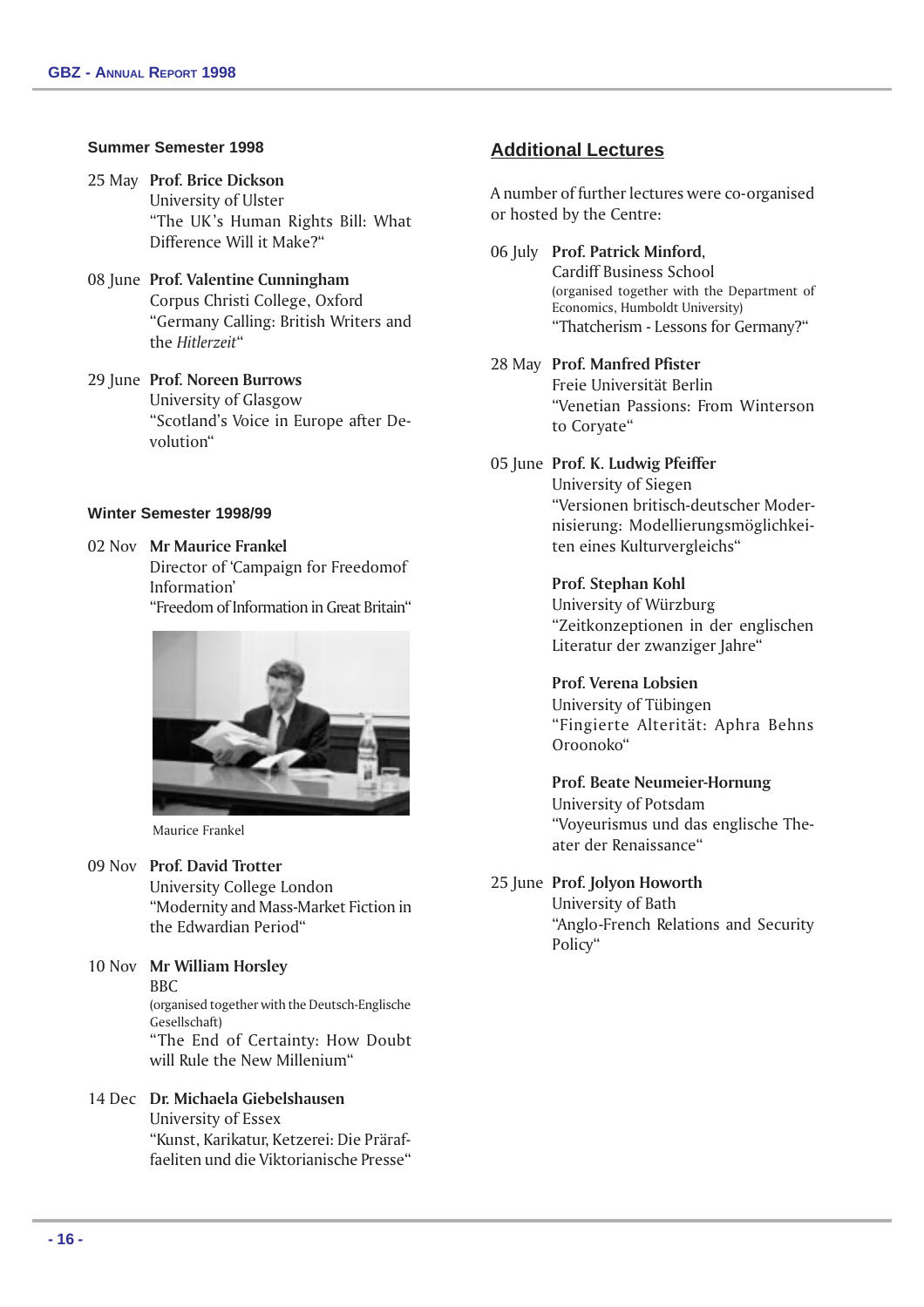#### Summer Semester 1998

25 May **Prof. Brice Dickson**
University of Ulster
"The UK's Human Rights Bill: What Difference Will it Make?"

08 June **Prof. Valentine Cunningham**
Corpus Christi College, Oxford
"Germany Calling: British Writers and the *Hitlerzeit*"

29 June **Prof. Noreen Burrows**
University of Glasgow
"Scotland's Voice in Europe after Devolution"

#### Winter Semester 1998/99

02 Nov **Mr Maurice Frankel**
Director of 'Campaign for Freedomof Information'
"Freedom of Information in Great Britain"

Maurice Frankel

09 Nov **Prof. David Trotter**
University College London
"Modernity and Mass-Market Fiction in the Edwardian Period"

10 Nov **Mr William Horsley**
BBC
(organised together with the Deutsch-Englische Gesellschaft)
"The End of Certainty: How Doubt will Rule the New Millenium"

14 Dec **Dr. Michaela Giebelshausen**
University of Essex
"Kunst, Karikatur, Ketzerei: Die Präraffaeliten und die Viktorianische Presse"

## Additional Lectures

A number of further lectures were co-organised or hosted by the Centre:

06 July **Prof. Patrick Minford**,
Cardiff Business School
(organised together with the Department of Economics, Humboldt University)
"Thatcherism - Lessons for Germany?"

28 May **Prof. Manfred Pfister**
Freie Universität Berlin
"Venetian Passions: From Winterson to Coryate"

05 June **Prof. K. Ludwig Pfeiffer**
University of Siegen
"Versionen britisch-deutscher Modernisierung: Modellierungsmöglichkeiten eines Kulturvergleichs"

**Prof. Stephan Kohl**
University of Würzburg
"Zeitkonzeptionen in der englischen Literatur der zwanziger Jahre"

**Prof. Verena Lobsien**
University of Tübingen
"Fingierte Alterität: Aphra Behns Oroonoko"

**Prof. Beate Neumeier-Hornung**
University of Potsdam
"Voyeurismus und das englische Theater der Renaissance"

25 June **Prof. Jolyon Howorth**
University of Bath
"Anglo-French Relations and Security Policy"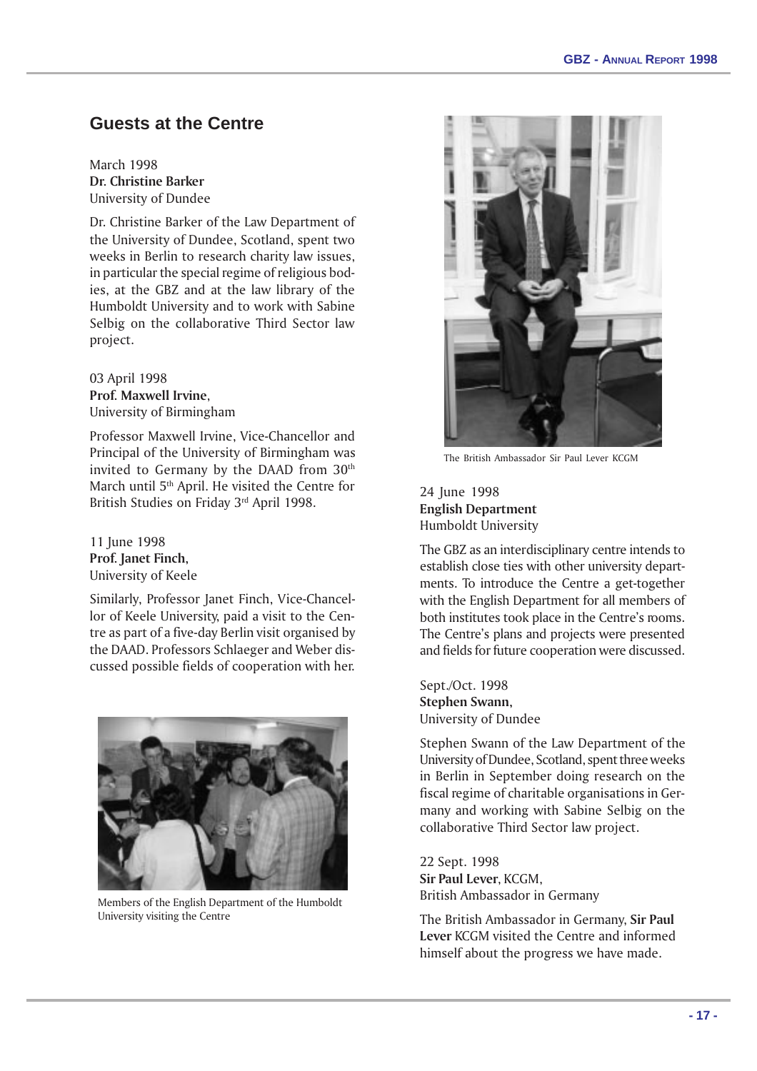## Guests at the Centre

March 1998
**Dr. Christine Barker**
University of Dundee

Dr. Christine Barker of the Law Department of the University of Dundee, Scotland, spent two weeks in Berlin to research charity law issues, in particular the special regime of religious bodies, at the GBZ and at the law library of the Humboldt University and to work with Sabine Selbig on the collaborative Third Sector law project.

03 April 1998
**Prof. Maxwell Irvine**,
University of Birmingham

Professor Maxwell Irvine, Vice-Chancellor and Principal of the University of Birmingham was invited to Germany by the DAAD from 30th March until 5th April. He visited the Centre for British Studies on Friday 3rd April 1998.

11 June 1998
**Prof. Janet Finch**,
University of Keele

Similarly, Professor Janet Finch, Vice-Chancellor of Keele University, paid a visit to the Centre as part of a five-day Berlin visit organised by the DAAD. Professors Schlaeger and Weber discussed possible fields of cooperation with her.

Members of the English Department of the Humboldt University visiting the Centre

The British Ambassador Sir Paul Lever KCGM

24 June 1998
**English Department**
Humboldt University

The GBZ as an interdisciplinary centre intends to establish close ties with other university departments. To introduce the Centre a get-together with the English Department for all members of both institutes took place in the Centre's rooms. The Centre's plans and projects were presented and fields for future cooperation were discussed.

Sept./Oct. 1998
**Stephen Swann**,
University of Dundee

Stephen Swann of the Law Department of the University of Dundee, Scotland, spent three weeks in Berlin in September doing research on the fiscal regime of charitable organisations in Germany and working with Sabine Selbig on the collaborative Third Sector law project.

22 Sept. 1998
**Sir Paul Lever**, KCGM,
British Ambassador in Germany

The British Ambassador in Germany, **Sir Paul Lever** KCGM visited the Centre and informed himself about the progress we have made.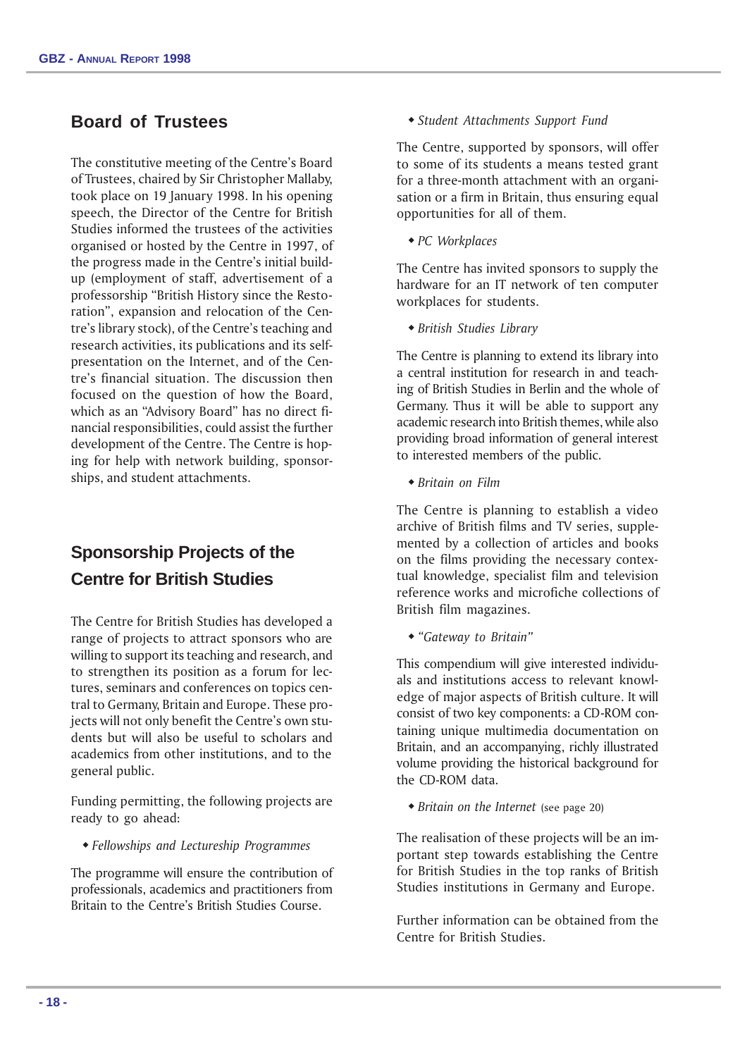## Board of Trustees

The constitutive meeting of the Centre's Board of Trustees, chaired by Sir Christopher Mallaby, took place on 19 January 1998. In his opening speech, the Director of the Centre for British Studies informed the trustees of the activities organised or hosted by the Centre in 1997, of the progress made in the Centre's initial build-up (employment of staff, advertisement of a professorship "British History since the Restoration", expansion and relocation of the Centre's library stock), of the Centre's teaching and research activities, its publications and its self-presentation on the Internet, and of the Centre's financial situation. The discussion then focused on the question of how the Board, which as an "Advisory Board" has no direct financial responsibilities, could assist the further development of the Centre. The Centre is hoping for help with network building, sponsorships, and student attachments.

## Sponsorship Projects of the Centre for British Studies

The Centre for British Studies has developed a range of projects to attract sponsors who are willing to support its teaching and research, and to strengthen its position as a forum for lectures, seminars and conferences on topics central to Germany, Britain and Europe. These projects will not only benefit the Centre's own students but will also be useful to scholars and academics from other institutions, and to the general public.

Funding permitting, the following projects are ready to go ahead:

- *Fellowships and Lectureship Programmes*

The programme will ensure the contribution of professionals, academics and practitioners from Britain to the Centre's British Studies Course.

- *Student Attachments Support Fund*

The Centre, supported by sponsors, will offer to some of its students a means tested grant for a three-month attachment with an organisation or a firm in Britain, thus ensuring equal opportunities for all of them.

- *PC Workplaces*

The Centre has invited sponsors to supply the hardware for an IT network of ten computer workplaces for students.

- *British Studies Library*

The Centre is planning to extend its library into a central institution for research in and teaching of British Studies in Berlin and the whole of Germany. Thus it will be able to support any academic research into British themes, while also providing broad information of general interest to interested members of the public.

- *Britain on Film*

The Centre is planning to establish a video archive of British films and TV series, supplemented by a collection of articles and books on the films providing the necessary contextual knowledge, specialist film and television reference works and microfiche collections of British film magazines.

- *"Gateway to Britain"*

This compendium will give interested individuals and institutions access to relevant knowledge of major aspects of British culture. It will consist of two key components: a CD-ROM containing unique multimedia documentation on Britain, and an accompanying, richly illustrated volume providing the historical background for the CD-ROM data.

- *Britain on the Internet* (see page 20)

The realisation of these projects will be an important step towards establishing the Centre for British Studies in the top ranks of British Studies institutions in Germany and Europe.

Further information can be obtained from the Centre for British Studies.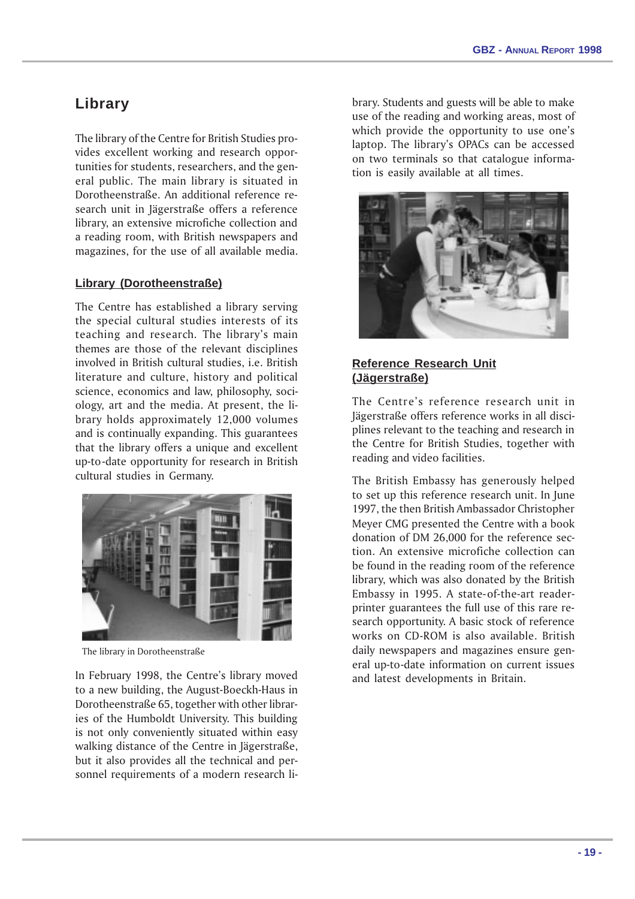## Library

The library of the Centre for British Studies provides excellent working and research opportunities for students, researchers, and the general public. The main library is situated in Dorotheenstraße. An additional reference research unit in Jägerstraße offers a reference library, an extensive microfiche collection and a reading room, with British newspapers and magazines, for the use of all available media.

### Library (Dorotheenstraße)

The Centre has established a library serving the special cultural studies interests of its teaching and research. The library's main themes are those of the relevant disciplines involved in British cultural studies, i.e. British literature and culture, history and political science, economics and law, philosophy, sociology, art and the media. At present, the library holds approximately 12,000 volumes and is continually expanding. This guarantees that the library offers a unique and excellent up-to-date opportunity for research in British cultural studies in Germany.

The library in Dorotheenstraße

In February 1998, the Centre's library moved to a new building, the August-Boeckh-Haus in Dorotheenstraße 65, together with other libraries of the Humboldt University. This building is not only conveniently situated within easy walking distance of the Centre in Jägerstraße, but it also provides all the technical and personnel requirements of a modern research library. Students and guests will be able to make use of the reading and working areas, most of which provide the opportunity to use one's laptop. The library's OPACs can be accessed on two terminals so that catalogue information is easily available at all times.

### Reference Research Unit (Jägerstraße)

The Centre's reference research unit in Jägerstraße offers reference works in all disciplines relevant to the teaching and research in the Centre for British Studies, together with reading and video facilities.

The British Embassy has generously helped to set up this reference research unit. In June 1997, the then British Ambassador Christopher Meyer CMG presented the Centre with a book donation of DM 26,000 for the reference section. An extensive microfiche collection can be found in the reading room of the reference library, which was also donated by the British Embassy in 1995. A state-of-the-art reader-printer guarantees the full use of this rare research opportunity. A basic stock of reference works on CD-ROM is also available. British daily newspapers and magazines ensure general up-to-date information on current issues and latest developments in Britain.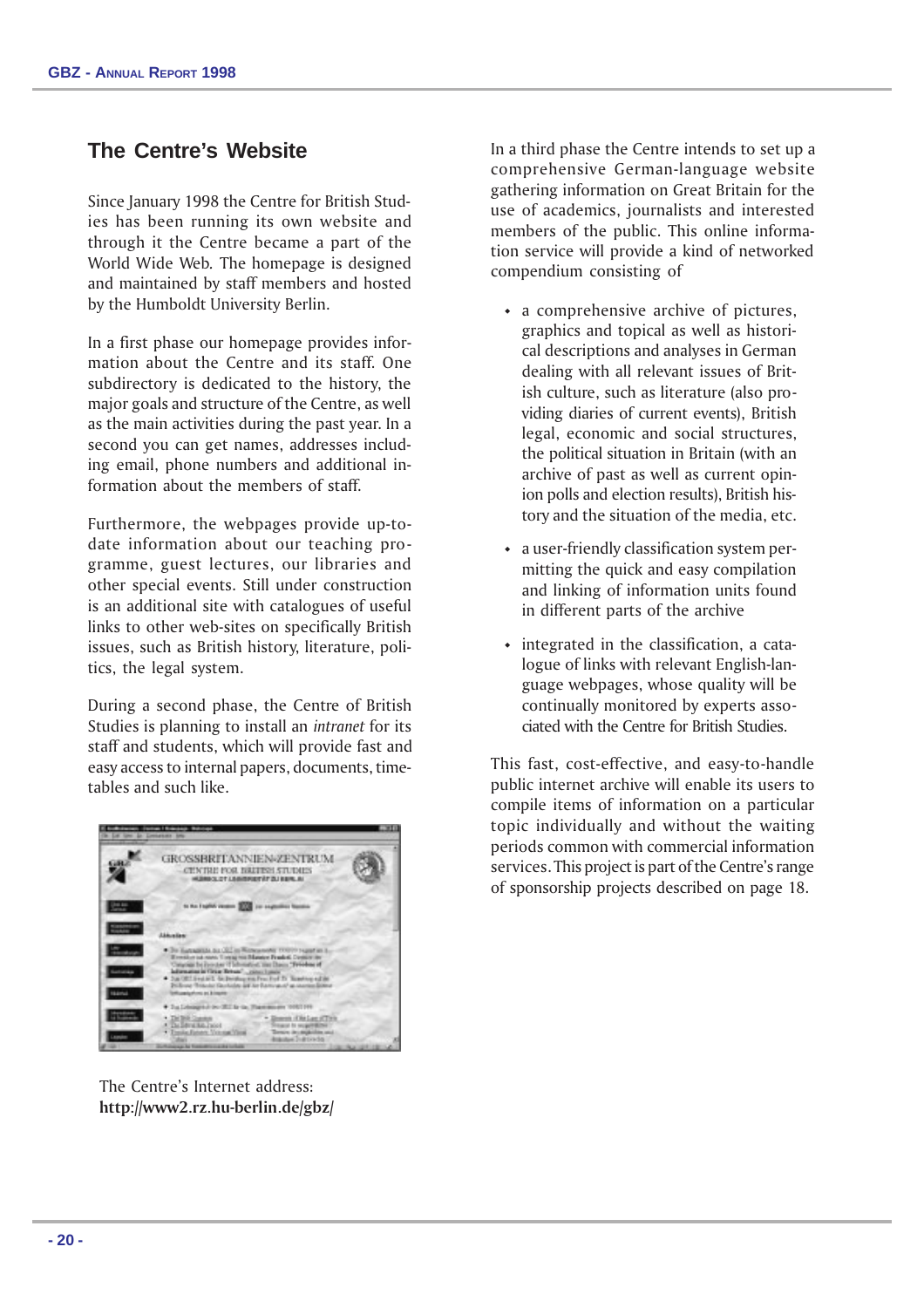## The Centre's Website

Since January 1998 the Centre for British Studies has been running its own website and through it the Centre became a part of the World Wide Web. The homepage is designed and maintained by staff members and hosted by the Humboldt University Berlin.

In a first phase our homepage provides information about the Centre and its staff. One subdirectory is dedicated to the history, the major goals and structure of the Centre, as well as the main activities during the past year. In a second you can get names, addresses including email, phone numbers and additional information about the members of staff.

Furthermore, the webpages provide up-to-date information about our teaching programme, guest lectures, our libraries and other special events. Still under construction is an additional site with catalogues of useful links to other web-sites on specifically British issues, such as British history, literature, politics, the legal system.

During a second phase, the Centre of British Studies is planning to install an *intranet* for its staff and students, which will provide fast and easy access to internal papers, documents, timetables and such like.

The Centre's Internet address:
**http://www2.rz.hu-berlin.de/gbz/**

In a third phase the Centre intends to set up a comprehensive German-language website gathering information on Great Britain for the use of academics, journalists and interested members of the public. This online information service will provide a kind of networked compendium consisting of

- a comprehensive archive of pictures, graphics and topical as well as historical descriptions and analyses in German dealing with all relevant issues of British culture, such as literature (also providing diaries of current events), British legal, economic and social structures, the political situation in Britain (with an archive of past as well as current opinion polls and election results), British history and the situation of the media, etc.
- a user-friendly classification system permitting the quick and easy compilation and linking of information units found in different parts of the archive
- integrated in the classification, a catalogue of links with relevant English-language webpages, whose quality will be continually monitored by experts associated with the Centre for British Studies.

This fast, cost-effective, and easy-to-handle public internet archive will enable its users to compile items of information on a particular topic individually and without the waiting periods common with commercial information services. This project is part of the Centre's range of sponsorship projects described on page 18.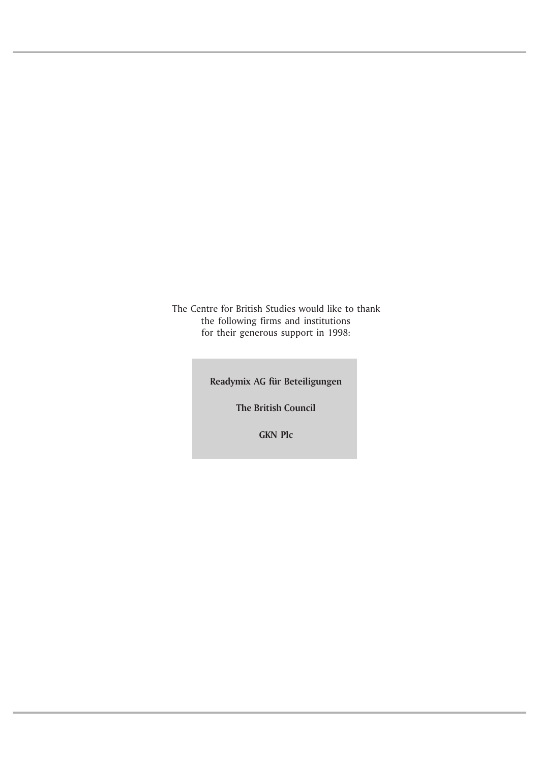The Centre for British Studies would like to thank
the following firms and institutions
for their generous support in 1998:

**Readymix AG für Beteiligungen**

**The British Council**

**GKN Plc**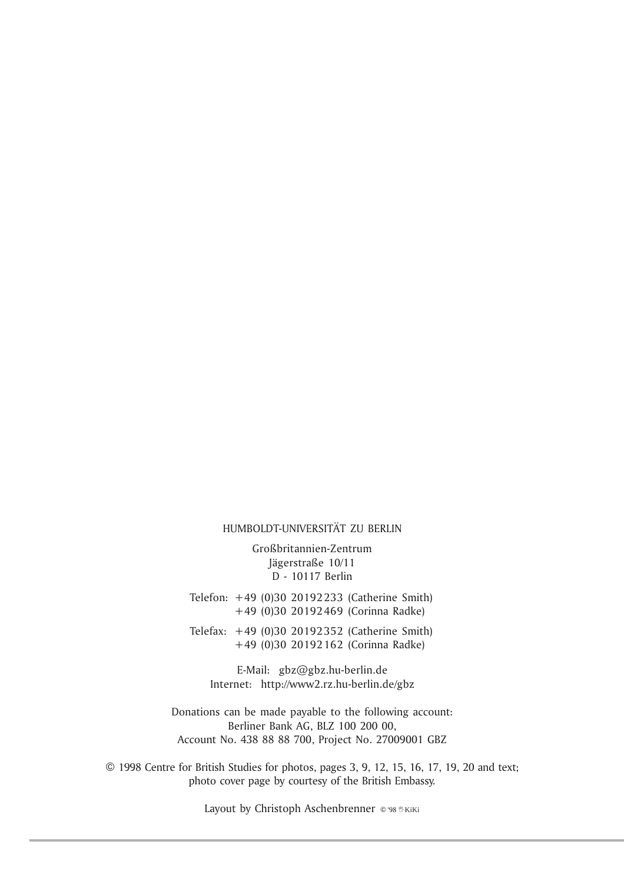HUMBOLDT-UNIVERSITÄT ZU BERLIN

Großbritannien-Zentrum
Jägerstraße 10/11
D - 10117 Berlin

Telefon: +49 (0)30 20192233 (Catherine Smith)
+49 (0)30 20192469 (Corinna Radke)

Telefax: +49 (0)30 20192352 (Catherine Smith)
+49 (0)30 20192162 (Corinna Radke)

E-Mail: gbz@gbz.hu-berlin.de
Internet: http://www2.rz.hu-berlin.de/gbz

Donations can be made payable to the following account:
Berliner Bank AG, BLZ 100 200 00,
Account No. 438 88 88 700, Project No. 27009001 GBZ

© 1998 Centre for British Studies for photos, pages 3, 9, 12, 15, 16, 17, 19, 20 and text;
photo cover page by courtesy of the British Embassy.

Layout by Christoph Aschenbrenner © '98 KiKi